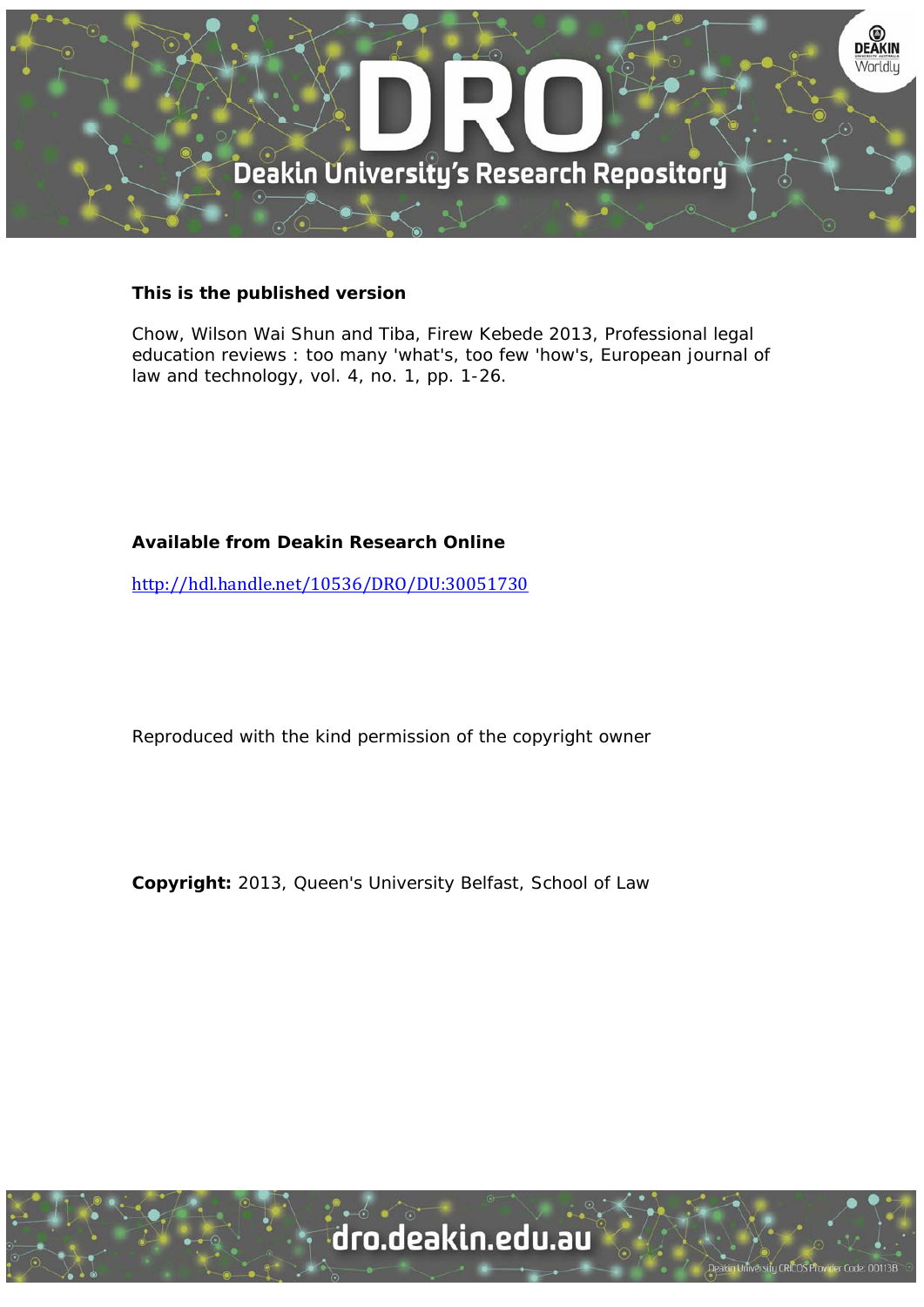**This is the published version**

Chow, Wilson Wai Shun and Tiba, Firew Kebede 2013, Professional legal education reviews : too many 'what's, too few 'how's, European journal of law and technology, vol. 4, no. 1, pp. 1-26.

**Available from Deakin Research Online**

http://hdl.handle.net/10536/DRO/DU:30051730

Reproduced with the kind permission of the copyright owner

**Copyright:** 2013, Queen's University Belfast, School of Law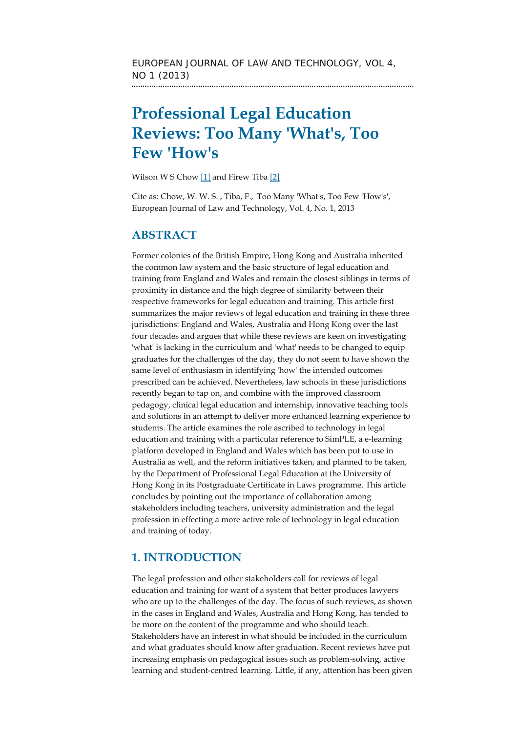EUROPEAN JOURNAL OF LAW AND TECHNOLOGY, VOL 4, NO 1 (2013)

# Professional Legal Education Reviews: Too Many 'What's, Too Few 'How's

Wilson W S Chow [1] and Firew Tiba [2]

Cite as: Chow, W. W. S. , Tiba, F., 'Too Many 'What's, Too Few 'How's', European Journal of Law and Technology, Vol. 4, No. 1, 2013

## ABSTRACT

Former colonies of the British Empire, Hong Kong and Australia inherited the common law system and the basic structure of legal education and training from England and Wales and remain the closest siblings in terms of proximity in distance and the high degree of similarity between their respective frameworks for legal education and training. This article first summarizes the major reviews of legal education and training in these three jurisdictions: England and Wales, Australia and Hong Kong over the last four decades and argues that while these reviews are keen on investigating 'what' is lacking in the curriculum and 'what' needs to be changed to equip graduates for the challenges of the day, they do not seem to have shown the same level of enthusiasm in identifying 'how' the intended outcomes prescribed can be achieved. Nevertheless, law schools in these jurisdictions recently began to tap on, and combine with the improved classroom pedagogy, clinical legal education and internship, innovative teaching tools and solutions in an attempt to deliver more enhanced learning experience to students. The article examines the role ascribed to technology in legal education and training with a particular reference to SimPLE, a e-learning platform developed in England and Wales which has been put to use in Australia as well, and the reform initiatives taken, and planned to be taken, by the Department of Professional Legal Education at the University of Hong Kong in its Postgraduate Certificate in Laws programme. This article concludes by pointing out the importance of collaboration among stakeholders including teachers, university administration and the legal profession in effecting a more active role of technology in legal education and training of today.

## 1. INTRODUCTION

The legal profession and other stakeholders call for reviews of legal education and training for want of a system that better produces lawyers who are up to the challenges of the day. The focus of such reviews, as shown in the cases in England and Wales, Australia and Hong Kong, has tended to be more on the content of the programme and who should teach. Stakeholders have an interest in what should be included in the curriculum and what graduates should know after graduation. Recent reviews have put increasing emphasis on pedagogical issues such as problem-solving, active learning and student-centred learning. Little, if any, attention has been given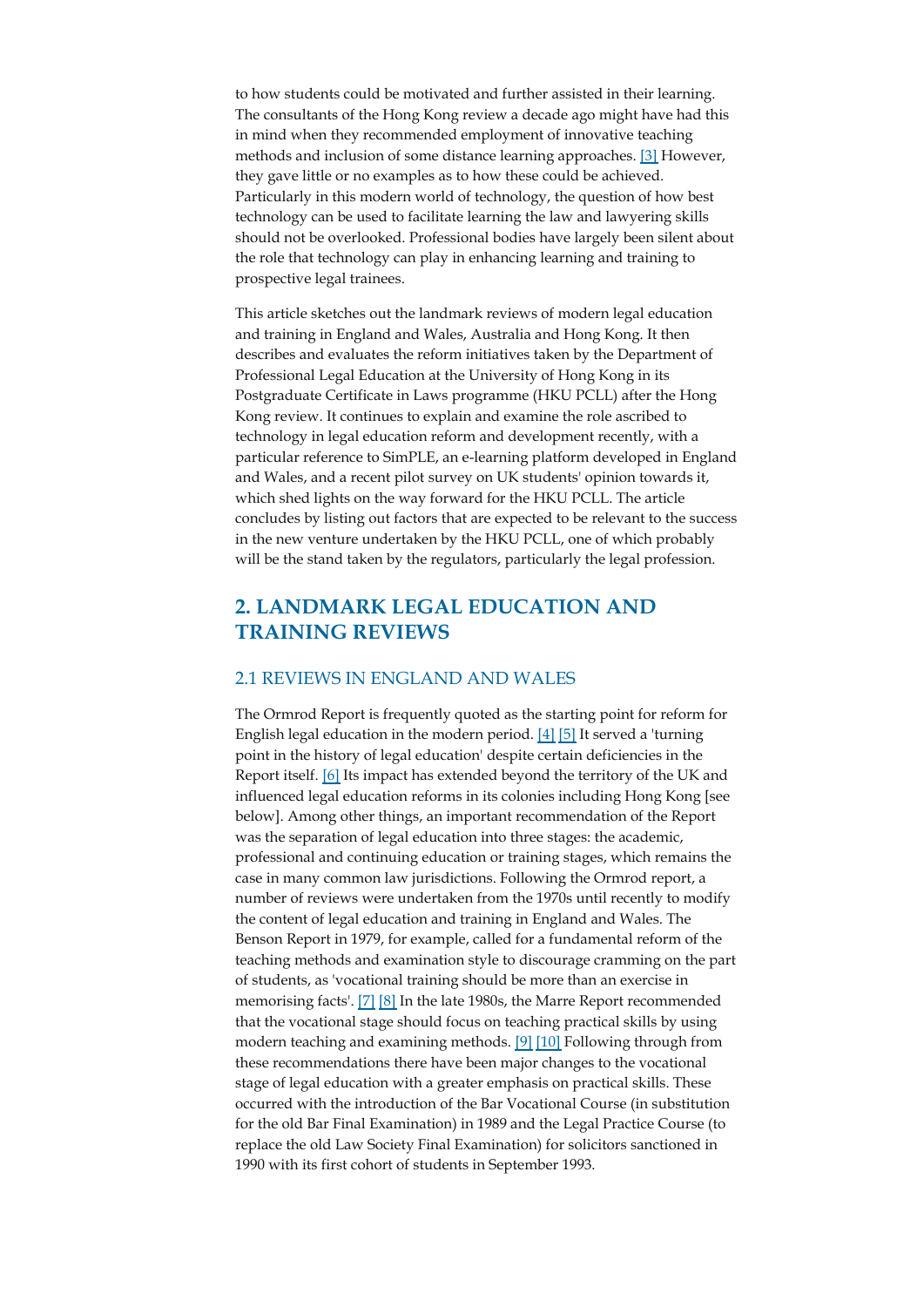to how students could be motivated and further assisted in their learning. The consultants of the Hong Kong review a decade ago might have had this in mind when they recommended employment of innovative teaching methods and inclusion of some distance learning approaches. [3] However, they gave little or no examples as to how these could be achieved. Particularly in this modern world of technology, the question of how best technology can be used to facilitate learning the law and lawyering skills should not be overlooked. Professional bodies have largely been silent about the role that technology can play in enhancing learning and training to prospective legal trainees.

This article sketches out the landmark reviews of modern legal education and training in England and Wales, Australia and Hong Kong. It then describes and evaluates the reform initiatives taken by the Department of Professional Legal Education at the University of Hong Kong in its Postgraduate Certificate in Laws programme (HKU PCLL) after the Hong Kong review. It continues to explain and examine the role ascribed to technology in legal education reform and development recently, with a particular reference to SimPLE, an e-learning platform developed in England and Wales, and a recent pilot survey on UK students' opinion towards it, which shed lights on the way forward for the HKU PCLL. The article concludes by listing out factors that are expected to be relevant to the success in the new venture undertaken by the HKU PCLL, one of which probably will be the stand taken by the regulators, particularly the legal profession.

## 2. LANDMARK LEGAL EDUCATION AND TRAINING REVIEWS

### 2.1 REVIEWS IN ENGLAND AND WALES

The Ormrod Report is frequently quoted as the starting point for reform for English legal education in the modern period. [4] [5] It served a 'turning point in the history of legal education' despite certain deficiencies in the Report itself. [6] Its impact has extended beyond the territory of the UK and influenced legal education reforms in its colonies including Hong Kong [see below]. Among other things, an important recommendation of the Report was the separation of legal education into three stages: the academic, professional and continuing education or training stages, which remains the case in many common law jurisdictions. Following the Ormrod report, a number of reviews were undertaken from the 1970s until recently to modify the content of legal education and training in England and Wales. The Benson Report in 1979, for example, called for a fundamental reform of the teaching methods and examination style to discourage cramming on the part of students, as 'vocational training should be more than an exercise in memorising facts'. [7] [8] In the late 1980s, the Marre Report recommended that the vocational stage should focus on teaching practical skills by using modern teaching and examining methods. [9] [10] Following through from these recommendations there have been major changes to the vocational stage of legal education with a greater emphasis on practical skills. These occurred with the introduction of the Bar Vocational Course (in substitution for the old Bar Final Examination) in 1989 and the Legal Practice Course (to replace the old Law Society Final Examination) for solicitors sanctioned in 1990 with its first cohort of students in September 1993.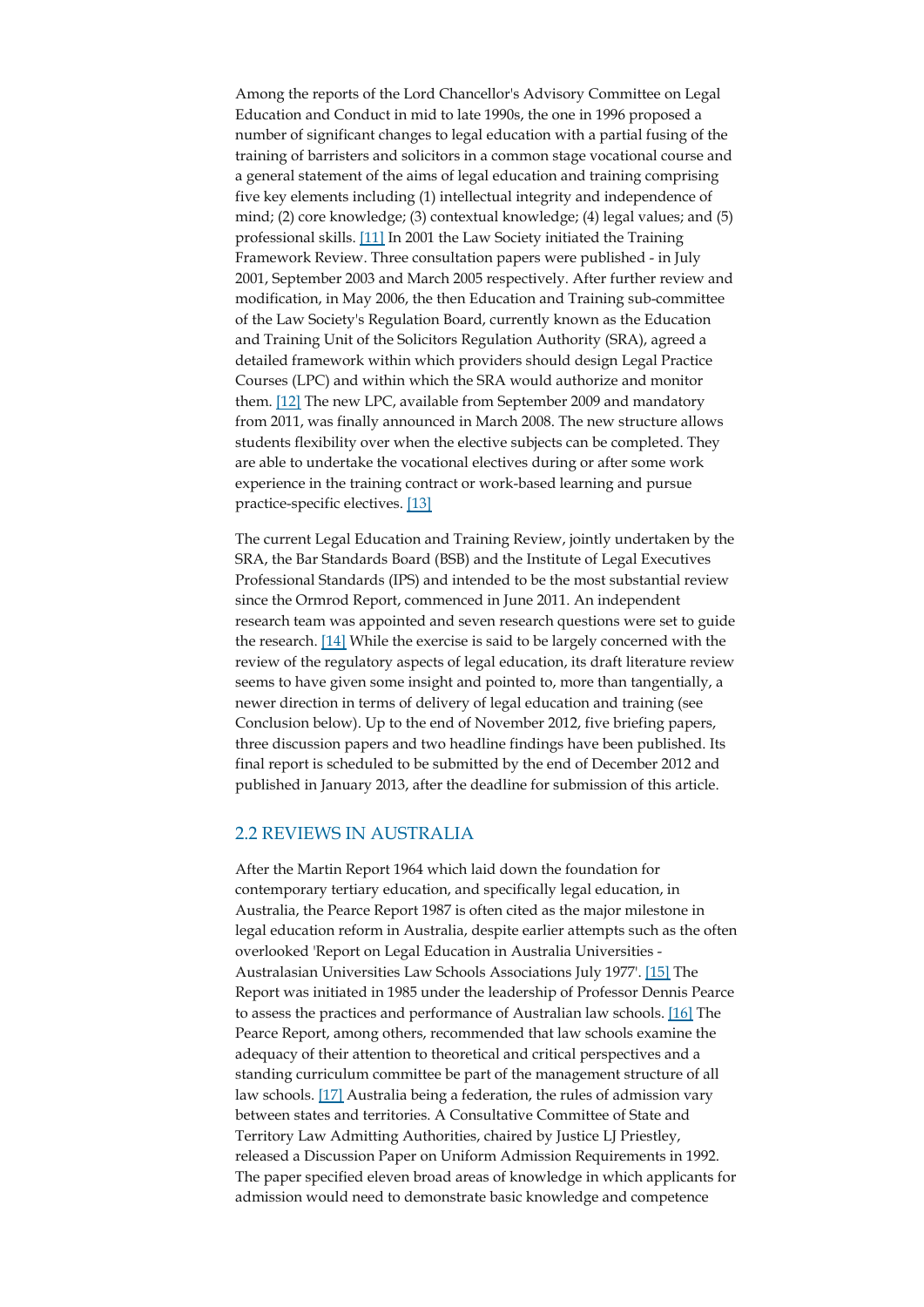Among the reports of the Lord Chancellor's Advisory Committee on Legal Education and Conduct in mid to late 1990s, the one in 1996 proposed a number of significant changes to legal education with a partial fusing of the training of barristers and solicitors in a common stage vocational course and a general statement of the aims of legal education and training comprising five key elements including (1) intellectual integrity and independence of mind; (2) core knowledge; (3) contextual knowledge; (4) legal values; and (5) professional skills. [11] In 2001 the Law Society initiated the Training Framework Review. Three consultation papers were published - in July 2001, September 2003 and March 2005 respectively. After further review and modification, in May 2006, the then Education and Training sub-committee of the Law Society's Regulation Board, currently known as the Education and Training Unit of the Solicitors Regulation Authority (SRA), agreed a detailed framework within which providers should design Legal Practice Courses (LPC) and within which the SRA would authorize and monitor them. [12] The new LPC, available from September 2009 and mandatory from 2011, was finally announced in March 2008. The new structure allows students flexibility over when the elective subjects can be completed. They are able to undertake the vocational electives during or after some work experience in the training contract or work-based learning and pursue practice-specific electives. [13]

The current Legal Education and Training Review, jointly undertaken by the SRA, the Bar Standards Board (BSB) and the Institute of Legal Executives Professional Standards (IPS) and intended to be the most substantial review since the Ormrod Report, commenced in June 2011. An independent research team was appointed and seven research questions were set to guide the research. [14] While the exercise is said to be largely concerned with the review of the regulatory aspects of legal education, its draft literature review seems to have given some insight and pointed to, more than tangentially, a newer direction in terms of delivery of legal education and training (see Conclusion below). Up to the end of November 2012, five briefing papers, three discussion papers and two headline findings have been published. Its final report is scheduled to be submitted by the end of December 2012 and published in January 2013, after the deadline for submission of this article.

## 2.2 REVIEWS IN AUSTRALIA

After the Martin Report 1964 which laid down the foundation for contemporary tertiary education, and specifically legal education, in Australia, the Pearce Report 1987 is often cited as the major milestone in legal education reform in Australia, despite earlier attempts such as the often overlooked 'Report on Legal Education in Australia Universities - Australasian Universities Law Schools Associations July 1977'. [15] The Report was initiated in 1985 under the leadership of Professor Dennis Pearce to assess the practices and performance of Australian law schools. [16] The Pearce Report, among others, recommended that law schools examine the adequacy of their attention to theoretical and critical perspectives and a standing curriculum committee be part of the management structure of all law schools. [17] Australia being a federation, the rules of admission vary between states and territories. A Consultative Committee of State and Territory Law Admitting Authorities, chaired by Justice LJ Priestley, released a Discussion Paper on Uniform Admission Requirements in 1992. The paper specified eleven broad areas of knowledge in which applicants for admission would need to demonstrate basic knowledge and competence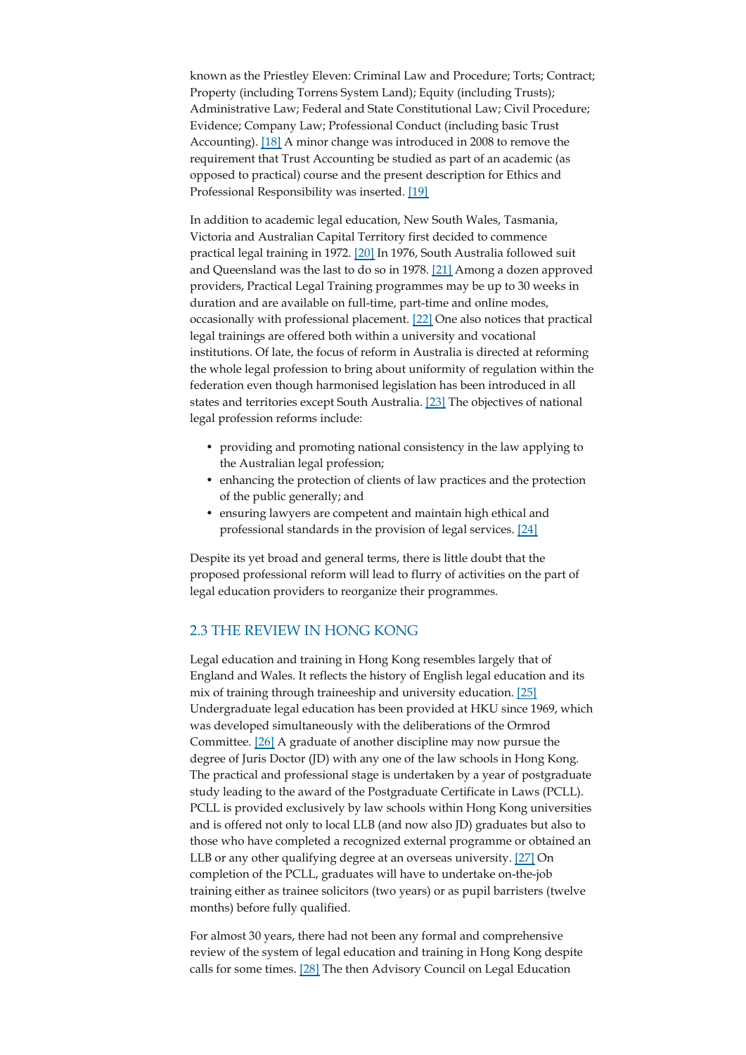known as the Priestley Eleven: Criminal Law and Procedure; Torts; Contract; Property (including Torrens System Land); Equity (including Trusts); Administrative Law; Federal and State Constitutional Law; Civil Procedure; Evidence; Company Law; Professional Conduct (including basic Trust Accounting). [18] A minor change was introduced in 2008 to remove the requirement that Trust Accounting be studied as part of an academic (as opposed to practical) course and the present description for Ethics and Professional Responsibility was inserted. [19]

In addition to academic legal education, New South Wales, Tasmania, Victoria and Australian Capital Territory first decided to commence practical legal training in 1972. [20] In 1976, South Australia followed suit and Queensland was the last to do so in 1978. [21] Among a dozen approved providers, Practical Legal Training programmes may be up to 30 weeks in duration and are available on full-time, part-time and online modes, occasionally with professional placement. [22] One also notices that practical legal trainings are offered both within a university and vocational institutions. Of late, the focus of reform in Australia is directed at reforming the whole legal profession to bring about uniformity of regulation within the federation even though harmonised legislation has been introduced in all states and territories except South Australia. [23] The objectives of national legal profession reforms include:

- providing and promoting national consistency in the law applying to the Australian legal profession;
- enhancing the protection of clients of law practices and the protection of the public generally; and
- ensuring lawyers are competent and maintain high ethical and professional standards in the provision of legal services. [24]

Despite its yet broad and general terms, there is little doubt that the proposed professional reform will lead to flurry of activities on the part of legal education providers to reorganize their programmes.

## 2.3 THE REVIEW IN HONG KONG

Legal education and training in Hong Kong resembles largely that of England and Wales. It reflects the history of English legal education and its mix of training through traineeship and university education. [25] Undergraduate legal education has been provided at HKU since 1969, which was developed simultaneously with the deliberations of the Ormrod Committee. [26] A graduate of another discipline may now pursue the degree of Juris Doctor (JD) with any one of the law schools in Hong Kong. The practical and professional stage is undertaken by a year of postgraduate study leading to the award of the Postgraduate Certificate in Laws (PCLL). PCLL is provided exclusively by law schools within Hong Kong universities and is offered not only to local LLB (and now also JD) graduates but also to those who have completed a recognized external programme or obtained an LLB or any other qualifying degree at an overseas university. [27] On completion of the PCLL, graduates will have to undertake on-the-job training either as trainee solicitors (two years) or as pupil barristers (twelve months) before fully qualified.

For almost 30 years, there had not been any formal and comprehensive review of the system of legal education and training in Hong Kong despite calls for some times. [28] The then Advisory Council on Legal Education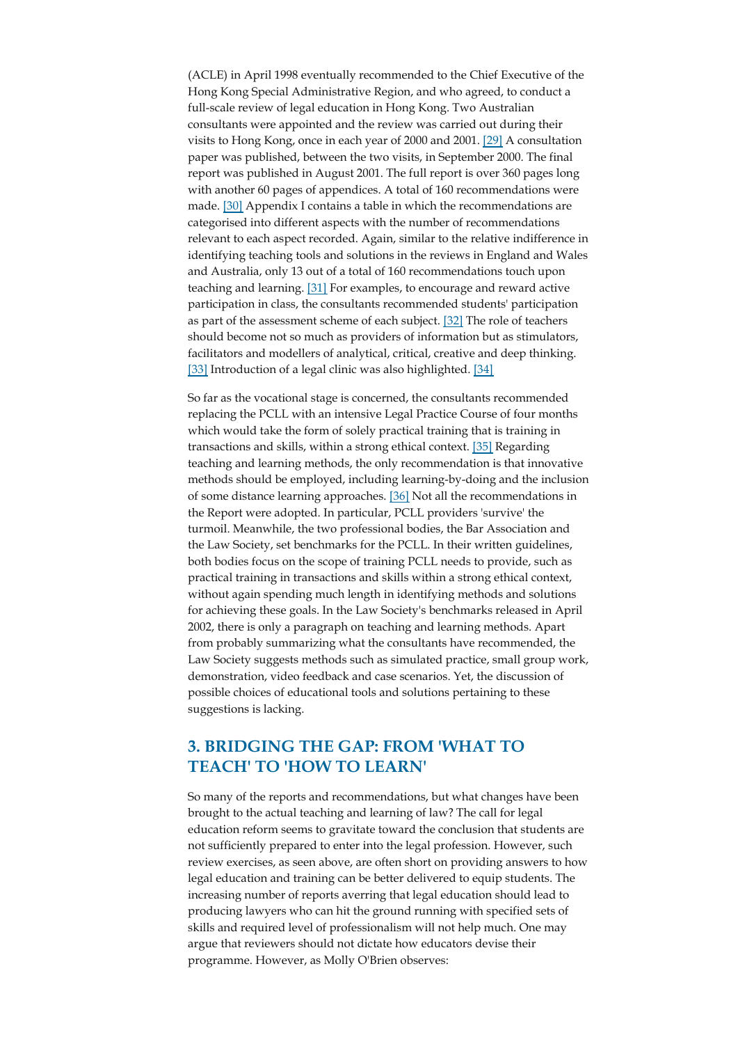(ACLE) in April 1998 eventually recommended to the Chief Executive of the Hong Kong Special Administrative Region, and who agreed, to conduct a full-scale review of legal education in Hong Kong. Two Australian consultants were appointed and the review was carried out during their visits to Hong Kong, once in each year of 2000 and 2001. [29] A consultation paper was published, between the two visits, in September 2000. The final report was published in August 2001. The full report is over 360 pages long with another 60 pages of appendices. A total of 160 recommendations were made. [30] Appendix I contains a table in which the recommendations are categorised into different aspects with the number of recommendations relevant to each aspect recorded. Again, similar to the relative indifference in identifying teaching tools and solutions in the reviews in England and Wales and Australia, only 13 out of a total of 160 recommendations touch upon teaching and learning. [31] For examples, to encourage and reward active participation in class, the consultants recommended students' participation as part of the assessment scheme of each subject. [32] The role of teachers should become not so much as providers of information but as stimulators, facilitators and modellers of analytical, critical, creative and deep thinking. [33] Introduction of a legal clinic was also highlighted. [34]

So far as the vocational stage is concerned, the consultants recommended replacing the PCLL with an intensive Legal Practice Course of four months which would take the form of solely practical training that is training in transactions and skills, within a strong ethical context. [35] Regarding teaching and learning methods, the only recommendation is that innovative methods should be employed, including learning-by-doing and the inclusion of some distance learning approaches. [36] Not all the recommendations in the Report were adopted. In particular, PCLL providers 'survive' the turmoil. Meanwhile, the two professional bodies, the Bar Association and the Law Society, set benchmarks for the PCLL. In their written guidelines, both bodies focus on the scope of training PCLL needs to provide, such as practical training in transactions and skills within a strong ethical context, without again spending much length in identifying methods and solutions for achieving these goals. In the Law Society's benchmarks released in April 2002, there is only a paragraph on teaching and learning methods. Apart from probably summarizing what the consultants have recommended, the Law Society suggests methods such as simulated practice, small group work, demonstration, video feedback and case scenarios. Yet, the discussion of possible choices of educational tools and solutions pertaining to these suggestions is lacking.

## 3. BRIDGING THE GAP: FROM 'WHAT TO TEACH' TO 'HOW TO LEARN'

So many of the reports and recommendations, but what changes have been brought to the actual teaching and learning of law? The call for legal education reform seems to gravitate toward the conclusion that students are not sufficiently prepared to enter into the legal profession. However, such review exercises, as seen above, are often short on providing answers to how legal education and training can be better delivered to equip students. The increasing number of reports averring that legal education should lead to producing lawyers who can hit the ground running with specified sets of skills and required level of professionalism will not help much. One may argue that reviewers should not dictate how educators devise their programme. However, as Molly O'Brien observes: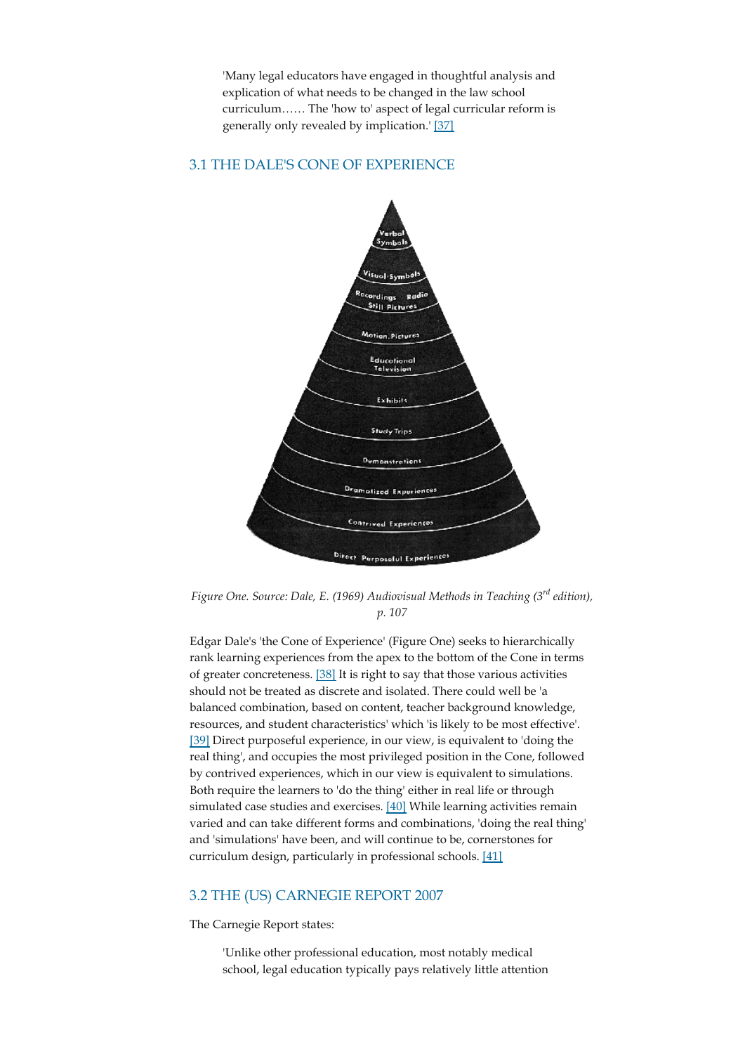> 'Many legal educators have engaged in thoughtful analysis and explication of what needs to be changed in the law school curriculum…… The 'how to' aspect of legal curricular reform is generally only revealed by implication.' [37]

### 3.1 THE DALE'S CONE OF EXPERIENCE

*Figure One. Source: Dale, E. (1969) Audiovisual Methods in Teaching (3rd edition), p. 107*

Edgar Dale's 'the Cone of Experience' (Figure One) seeks to hierarchically rank learning experiences from the apex to the bottom of the Cone in terms of greater concreteness. [38] It is right to say that those various activities should not be treated as discrete and isolated. There could well be 'a balanced combination, based on content, teacher background knowledge, resources, and student characteristics' which 'is likely to be most effective'. [39] Direct purposeful experience, in our view, is equivalent to 'doing the real thing', and occupies the most privileged position in the Cone, followed by contrived experiences, which in our view is equivalent to simulations. Both require the learners to 'do the thing' either in real life or through simulated case studies and exercises. [40] While learning activities remain varied and can take different forms and combinations, 'doing the real thing' and 'simulations' have been, and will continue to be, cornerstones for curriculum design, particularly in professional schools. [41]

### 3.2 THE (US) CARNEGIE REPORT 2007

The Carnegie Report states:

> 'Unlike other professional education, most notably medical school, legal education typically pays relatively little attention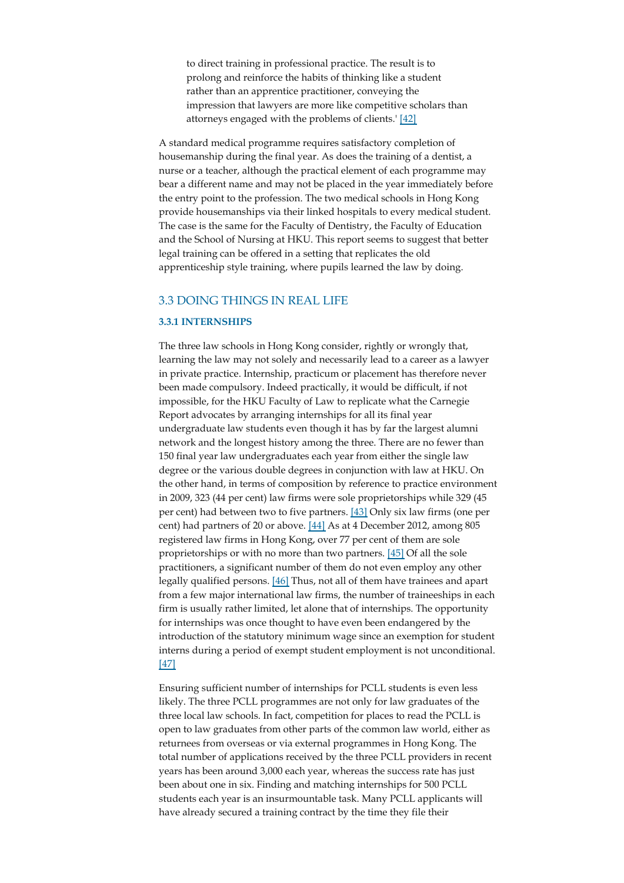> to direct training in professional practice. The result is to prolong and reinforce the habits of thinking like a student rather than an apprentice practitioner, conveying the impression that lawyers are more like competitive scholars than attorneys engaged with the problems of clients.' [42]

A standard medical programme requires satisfactory completion of housemanship during the final year. As does the training of a dentist, a nurse or a teacher, although the practical element of each programme may bear a different name and may not be placed in the year immediately before the entry point to the profession. The two medical schools in Hong Kong provide housemanships via their linked hospitals to every medical student. The case is the same for the Faculty of Dentistry, the Faculty of Education and the School of Nursing at HKU. This report seems to suggest that better legal training can be offered in a setting that replicates the old apprenticeship style training, where pupils learned the law by doing.

## 3.3 DOING THINGS IN REAL LIFE

### 3.3.1 INTERNSHIPS

The three law schools in Hong Kong consider, rightly or wrongly that, learning the law may not solely and necessarily lead to a career as a lawyer in private practice. Internship, practicum or placement has therefore never been made compulsory. Indeed practically, it would be difficult, if not impossible, for the HKU Faculty of Law to replicate what the Carnegie Report advocates by arranging internships for all its final year undergraduate law students even though it has by far the largest alumni network and the longest history among the three. There are no fewer than 150 final year law undergraduates each year from either the single law degree or the various double degrees in conjunction with law at HKU. On the other hand, in terms of composition by reference to practice environment in 2009, 323 (44 per cent) law firms were sole proprietorships while 329 (45 per cent) had between two to five partners. [43] Only six law firms (one per cent) had partners of 20 or above. [44] As at 4 December 2012, among 805 registered law firms in Hong Kong, over 77 per cent of them are sole proprietorships or with no more than two partners. [45] Of all the sole practitioners, a significant number of them do not even employ any other legally qualified persons. [46] Thus, not all of them have trainees and apart from a few major international law firms, the number of traineeships in each firm is usually rather limited, let alone that of internships. The opportunity for internships was once thought to have even been endangered by the introduction of the statutory minimum wage since an exemption for student interns during a period of exempt student employment is not unconditional. [47]

Ensuring sufficient number of internships for PCLL students is even less likely. The three PCLL programmes are not only for law graduates of the three local law schools. In fact, competition for places to read the PCLL is open to law graduates from other parts of the common law world, either as returnees from overseas or via external programmes in Hong Kong. The total number of applications received by the three PCLL providers in recent years has been around 3,000 each year, whereas the success rate has just been about one in six. Finding and matching internships for 500 PCLL students each year is an insurmountable task. Many PCLL applicants will have already secured a training contract by the time they file their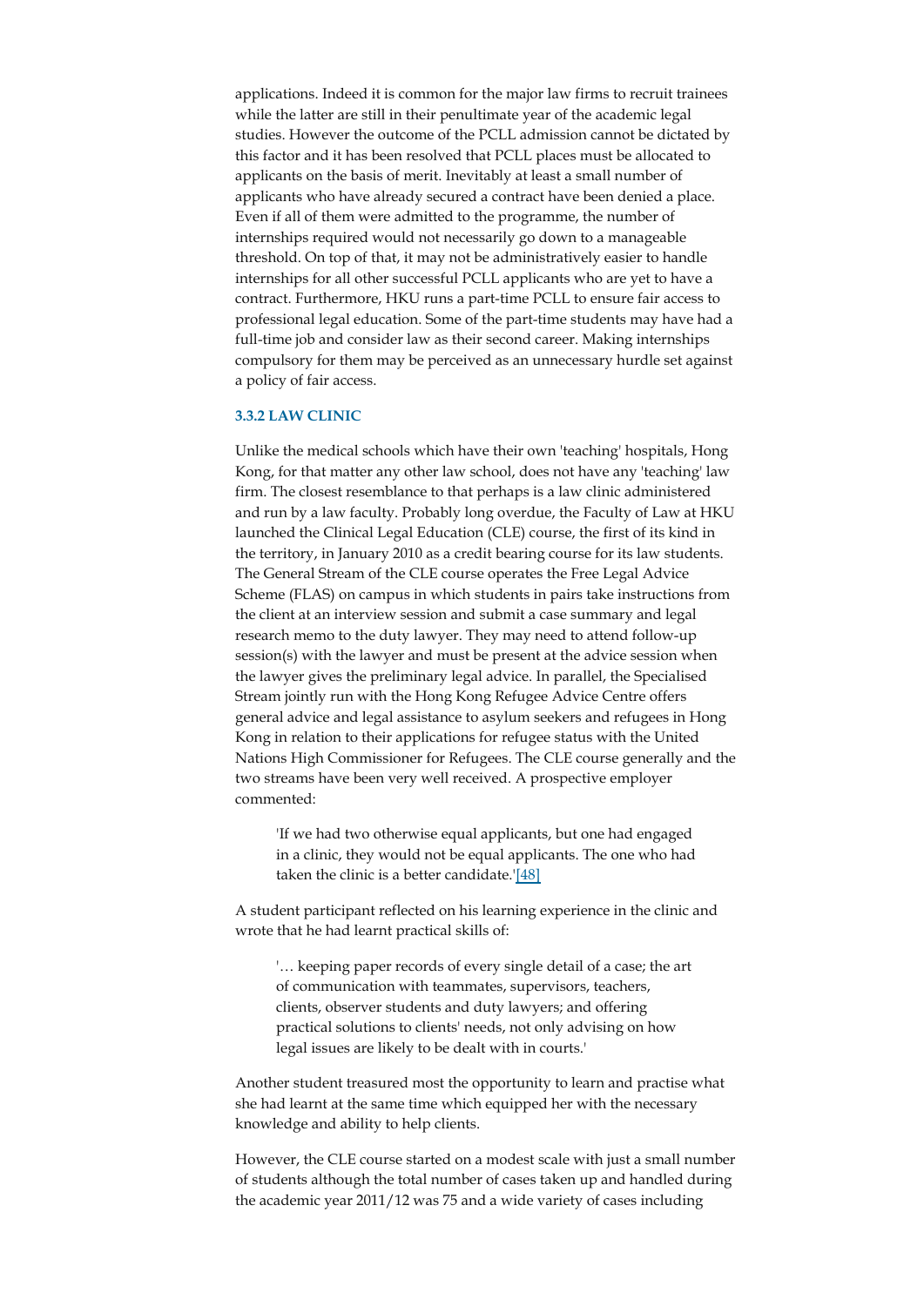applications. Indeed it is common for the major law firms to recruit trainees while the latter are still in their penultimate year of the academic legal studies. However the outcome of the PCLL admission cannot be dictated by this factor and it has been resolved that PCLL places must be allocated to applicants on the basis of merit. Inevitably at least a small number of applicants who have already secured a contract have been denied a place. Even if all of them were admitted to the programme, the number of internships required would not necessarily go down to a manageable threshold. On top of that, it may not be administratively easier to handle internships for all other successful PCLL applicants who are yet to have a contract. Furthermore, HKU runs a part-time PCLL to ensure fair access to professional legal education. Some of the part-time students may have had a full-time job and consider law as their second career. Making internships compulsory for them may be perceived as an unnecessary hurdle set against a policy of fair access.

### 3.3.2 LAW CLINIC

Unlike the medical schools which have their own 'teaching' hospitals, Hong Kong, for that matter any other law school, does not have any 'teaching' law firm. The closest resemblance to that perhaps is a law clinic administered and run by a law faculty. Probably long overdue, the Faculty of Law at HKU launched the Clinical Legal Education (CLE) course, the first of its kind in the territory, in January 2010 as a credit bearing course for its law students. The General Stream of the CLE course operates the Free Legal Advice Scheme (FLAS) on campus in which students in pairs take instructions from the client at an interview session and submit a case summary and legal research memo to the duty lawyer. They may need to attend follow-up session(s) with the lawyer and must be present at the advice session when the lawyer gives the preliminary legal advice. In parallel, the Specialised Stream jointly run with the Hong Kong Refugee Advice Centre offers general advice and legal assistance to asylum seekers and refugees in Hong Kong in relation to their applications for refugee status with the United Nations High Commissioner for Refugees. The CLE course generally and the two streams have been very well received. A prospective employer commented:

> 'If we had two otherwise equal applicants, but one had engaged in a clinic, they would not be equal applicants. The one who had taken the clinic is a better candidate.'[48]

A student participant reflected on his learning experience in the clinic and wrote that he had learnt practical skills of:

> '… keeping paper records of every single detail of a case; the art of communication with teammates, supervisors, teachers, clients, observer students and duty lawyers; and offering practical solutions to clients' needs, not only advising on how legal issues are likely to be dealt with in courts.'

Another student treasured most the opportunity to learn and practise what she had learnt at the same time which equipped her with the necessary knowledge and ability to help clients.

However, the CLE course started on a modest scale with just a small number of students although the total number of cases taken up and handled during the academic year 2011/12 was 75 and a wide variety of cases including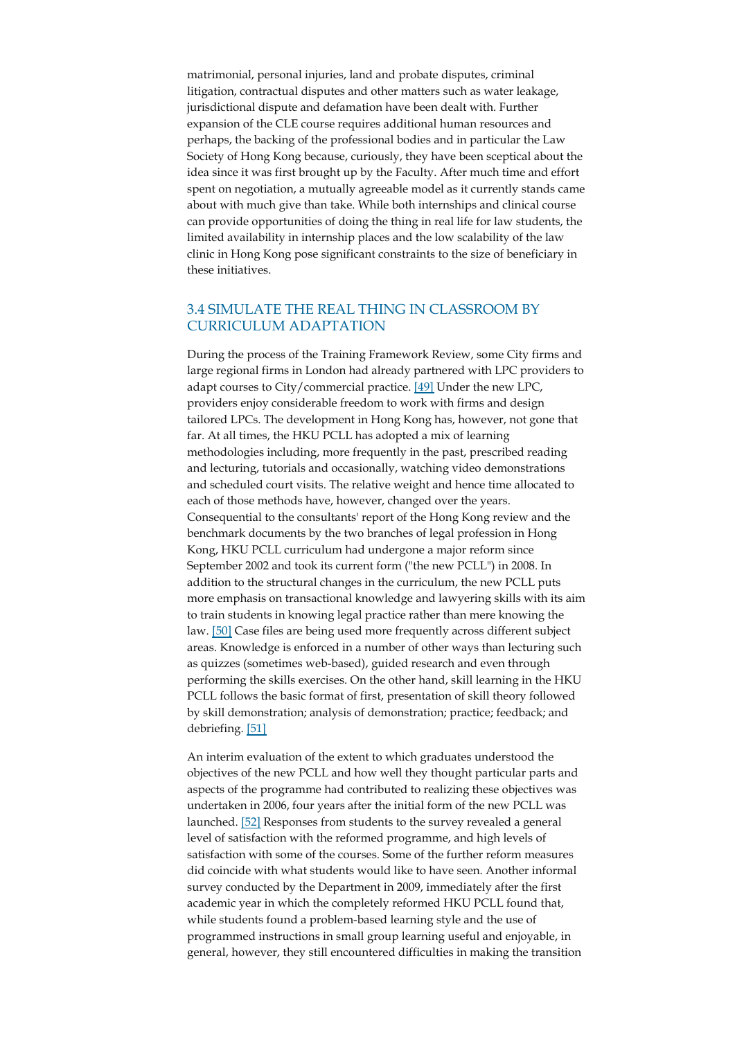matrimonial, personal injuries, land and probate disputes, criminal litigation, contractual disputes and other matters such as water leakage, jurisdictional dispute and defamation have been dealt with. Further expansion of the CLE course requires additional human resources and perhaps, the backing of the professional bodies and in particular the Law Society of Hong Kong because, curiously, they have been sceptical about the idea since it was first brought up by the Faculty. After much time and effort spent on negotiation, a mutually agreeable model as it currently stands came about with much give than take. While both internships and clinical course can provide opportunities of doing the thing in real life for law students, the limited availability in internship places and the low scalability of the law clinic in Hong Kong pose significant constraints to the size of beneficiary in these initiatives.

## 3.4 SIMULATE THE REAL THING IN CLASSROOM BY CURRICULUM ADAPTATION

During the process of the Training Framework Review, some City firms and large regional firms in London had already partnered with LPC providers to adapt courses to City/commercial practice. [49] Under the new LPC, providers enjoy considerable freedom to work with firms and design tailored LPCs. The development in Hong Kong has, however, not gone that far. At all times, the HKU PCLL has adopted a mix of learning methodologies including, more frequently in the past, prescribed reading and lecturing, tutorials and occasionally, watching video demonstrations and scheduled court visits. The relative weight and hence time allocated to each of those methods have, however, changed over the years. Consequential to the consultants' report of the Hong Kong review and the benchmark documents by the two branches of legal profession in Hong Kong, HKU PCLL curriculum had undergone a major reform since September 2002 and took its current form ("the new PCLL") in 2008. In addition to the structural changes in the curriculum, the new PCLL puts more emphasis on transactional knowledge and lawyering skills with its aim to train students in knowing legal practice rather than mere knowing the law. [50] Case files are being used more frequently across different subject areas. Knowledge is enforced in a number of other ways than lecturing such as quizzes (sometimes web-based), guided research and even through performing the skills exercises. On the other hand, skill learning in the HKU PCLL follows the basic format of first, presentation of skill theory followed by skill demonstration; analysis of demonstration; practice; feedback; and debriefing. [51]

An interim evaluation of the extent to which graduates understood the objectives of the new PCLL and how well they thought particular parts and aspects of the programme had contributed to realizing these objectives was undertaken in 2006, four years after the initial form of the new PCLL was launched. [52] Responses from students to the survey revealed a general level of satisfaction with the reformed programme, and high levels of satisfaction with some of the courses. Some of the further reform measures did coincide with what students would like to have seen. Another informal survey conducted by the Department in 2009, immediately after the first academic year in which the completely reformed HKU PCLL found that, while students found a problem-based learning style and the use of programmed instructions in small group learning useful and enjoyable, in general, however, they still encountered difficulties in making the transition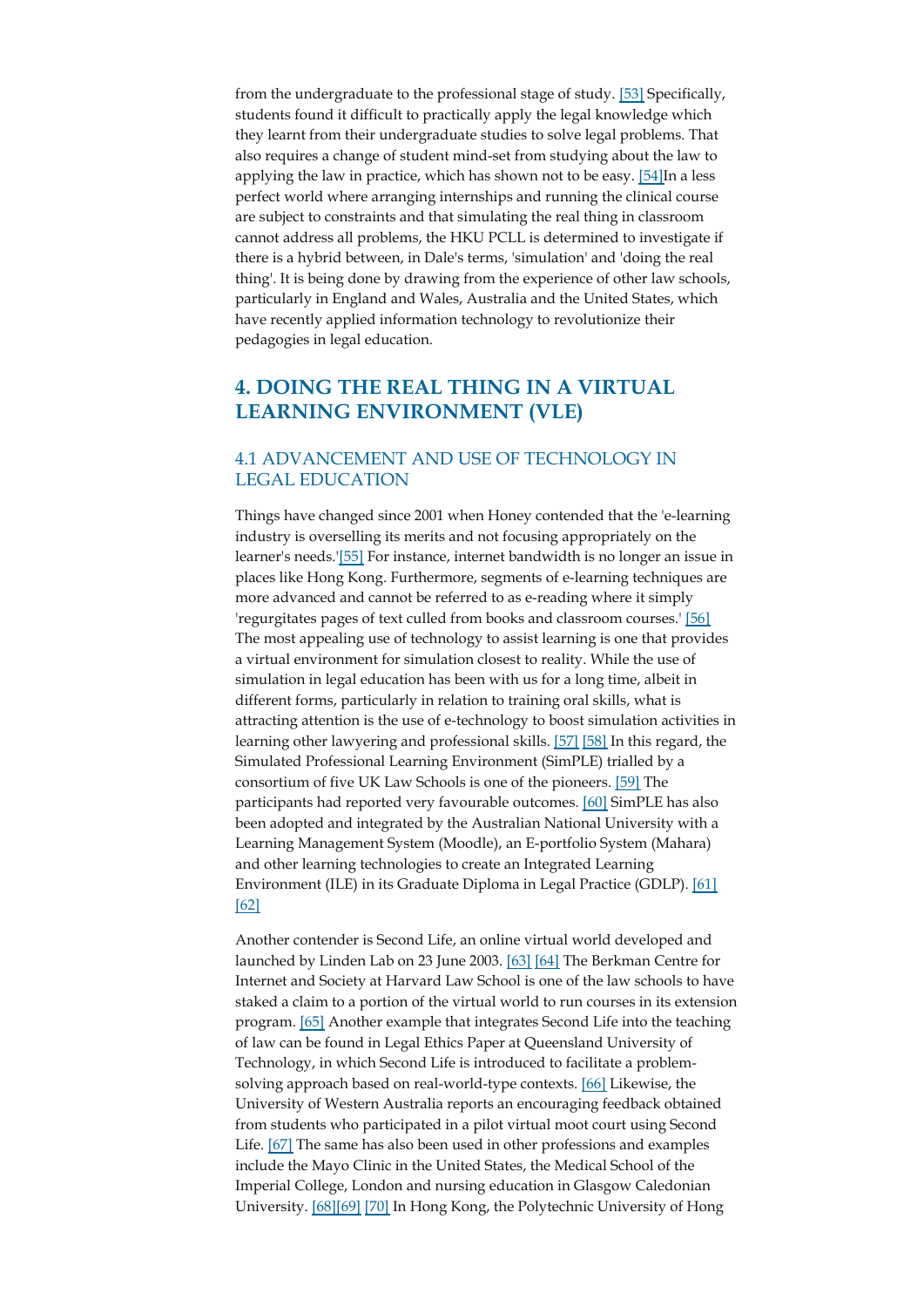from the undergraduate to the professional stage of study. [53] Specifically, students found it difficult to practically apply the legal knowledge which they learnt from their undergraduate studies to solve legal problems. That also requires a change of student mind-set from studying about the law to applying the law in practice, which has shown not to be easy. [54]In a less perfect world where arranging internships and running the clinical course are subject to constraints and that simulating the real thing in classroom cannot address all problems, the HKU PCLL is determined to investigate if there is a hybrid between, in Dale's terms, 'simulation' and 'doing the real thing'. It is being done by drawing from the experience of other law schools, particularly in England and Wales, Australia and the United States, which have recently applied information technology to revolutionize their pedagogies in legal education.

## 4. DOING THE REAL THING IN A VIRTUAL LEARNING ENVIRONMENT (VLE)

### 4.1 ADVANCEMENT AND USE OF TECHNOLOGY IN LEGAL EDUCATION

Things have changed since 2001 when Honey contended that the 'e-learning industry is overselling its merits and not focusing appropriately on the learner's needs.'[55] For instance, internet bandwidth is no longer an issue in places like Hong Kong. Furthermore, segments of e-learning techniques are more advanced and cannot be referred to as e-reading where it simply 'regurgitates pages of text culled from books and classroom courses.' [56] The most appealing use of technology to assist learning is one that provides a virtual environment for simulation closest to reality. While the use of simulation in legal education has been with us for a long time, albeit in different forms, particularly in relation to training oral skills, what is attracting attention is the use of e-technology to boost simulation activities in learning other lawyering and professional skills. [57] [58] In this regard, the Simulated Professional Learning Environment (SimPLE) trialled by a consortium of five UK Law Schools is one of the pioneers. [59] The participants had reported very favourable outcomes. [60] SimPLE has also been adopted and integrated by the Australian National University with a Learning Management System (Moodle), an E-portfolio System (Mahara) and other learning technologies to create an Integrated Learning Environment (ILE) in its Graduate Diploma in Legal Practice (GDLP). [61] [62]

Another contender is Second Life, an online virtual world developed and launched by Linden Lab on 23 June 2003. [63] [64] The Berkman Centre for Internet and Society at Harvard Law School is one of the law schools to have staked a claim to a portion of the virtual world to run courses in its extension program. [65] Another example that integrates Second Life into the teaching of law can be found in Legal Ethics Paper at Queensland University of Technology, in which Second Life is introduced to facilitate a problem-solving approach based on real-world-type contexts. [66] Likewise, the University of Western Australia reports an encouraging feedback obtained from students who participated in a pilot virtual moot court using Second Life. [67] The same has also been used in other professions and examples include the Mayo Clinic in the United States, the Medical School of the Imperial College, London and nursing education in Glasgow Caledonian University. [68][69] [70] In Hong Kong, the Polytechnic University of Hong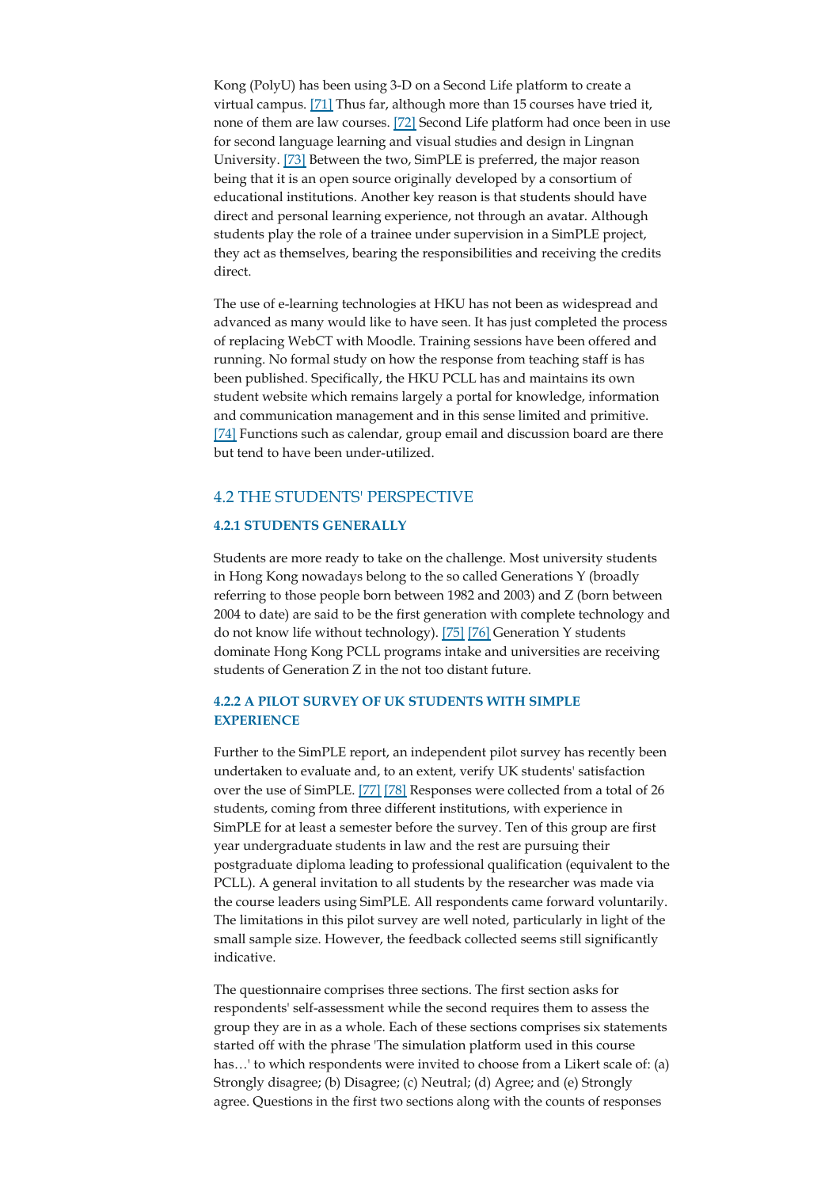Kong (PolyU) has been using 3-D on a Second Life platform to create a virtual campus. [71] Thus far, although more than 15 courses have tried it, none of them are law courses. [72] Second Life platform had once been in use for second language learning and visual studies and design in Lingnan University. [73] Between the two, SimPLE is preferred, the major reason being that it is an open source originally developed by a consortium of educational institutions. Another key reason is that students should have direct and personal learning experience, not through an avatar. Although students play the role of a trainee under supervision in a SimPLE project, they act as themselves, bearing the responsibilities and receiving the credits direct.

The use of e-learning technologies at HKU has not been as widespread and advanced as many would like to have seen. It has just completed the process of replacing WebCT with Moodle. Training sessions have been offered and running. No formal study on how the response from teaching staff is has been published. Specifically, the HKU PCLL has and maintains its own student website which remains largely a portal for knowledge, information and communication management and in this sense limited and primitive. [74] Functions such as calendar, group email and discussion board are there but tend to have been under-utilized.

## 4.2 THE STUDENTS' PERSPECTIVE

### 4.2.1 STUDENTS GENERALLY

Students are more ready to take on the challenge. Most university students in Hong Kong nowadays belong to the so called Generations Y (broadly referring to those people born between 1982 and 2003) and Z (born between 2004 to date) are said to be the first generation with complete technology and do not know life without technology). [75] [76] Generation Y students dominate Hong Kong PCLL programs intake and universities are receiving students of Generation Z in the not too distant future.

### 4.2.2 A PILOT SURVEY OF UK STUDENTS WITH SIMPLE EXPERIENCE

Further to the SimPLE report, an independent pilot survey has recently been undertaken to evaluate and, to an extent, verify UK students' satisfaction over the use of SimPLE. [77] [78] Responses were collected from a total of 26 students, coming from three different institutions, with experience in SimPLE for at least a semester before the survey. Ten of this group are first year undergraduate students in law and the rest are pursuing their postgraduate diploma leading to professional qualification (equivalent to the PCLL). A general invitation to all students by the researcher was made via the course leaders using SimPLE. All respondents came forward voluntarily. The limitations in this pilot survey are well noted, particularly in light of the small sample size. However, the feedback collected seems still significantly indicative.

The questionnaire comprises three sections. The first section asks for respondents' self-assessment while the second requires them to assess the group they are in as a whole. Each of these sections comprises six statements started off with the phrase 'The simulation platform used in this course has…' to which respondents were invited to choose from a Likert scale of: (a) Strongly disagree; (b) Disagree; (c) Neutral; (d) Agree; and (e) Strongly agree. Questions in the first two sections along with the counts of responses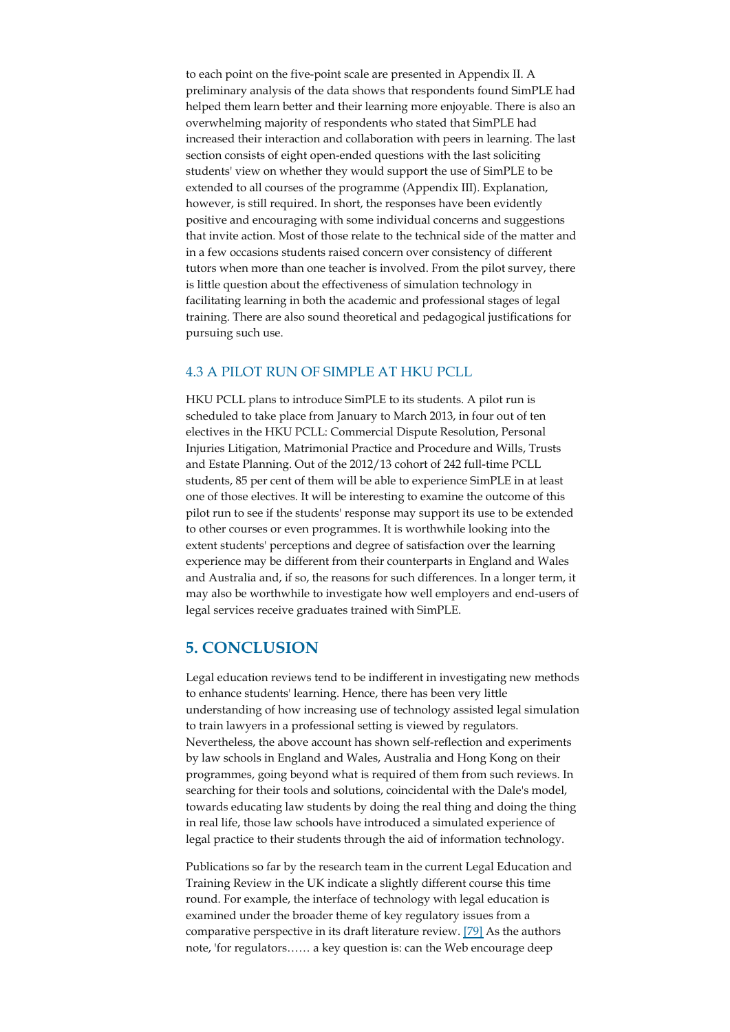to each point on the five-point scale are presented in Appendix II. A preliminary analysis of the data shows that respondents found SimPLE had helped them learn better and their learning more enjoyable. There is also an overwhelming majority of respondents who stated that SimPLE had increased their interaction and collaboration with peers in learning. The last section consists of eight open-ended questions with the last soliciting students' view on whether they would support the use of SimPLE to be extended to all courses of the programme (Appendix III). Explanation, however, is still required. In short, the responses have been evidently positive and encouraging with some individual concerns and suggestions that invite action. Most of those relate to the technical side of the matter and in a few occasions students raised concern over consistency of different tutors when more than one teacher is involved. From the pilot survey, there is little question about the effectiveness of simulation technology in facilitating learning in both the academic and professional stages of legal training. There are also sound theoretical and pedagogical justifications for pursuing such use.

### 4.3 A PILOT RUN OF SIMPLE AT HKU PCLL

HKU PCLL plans to introduce SimPLE to its students. A pilot run is scheduled to take place from January to March 2013, in four out of ten electives in the HKU PCLL: Commercial Dispute Resolution, Personal Injuries Litigation, Matrimonial Practice and Procedure and Wills, Trusts and Estate Planning. Out of the 2012/13 cohort of 242 full-time PCLL students, 85 per cent of them will be able to experience SimPLE in at least one of those electives. It will be interesting to examine the outcome of this pilot run to see if the students' response may support its use to be extended to other courses or even programmes. It is worthwhile looking into the extent students' perceptions and degree of satisfaction over the learning experience may be different from their counterparts in England and Wales and Australia and, if so, the reasons for such differences. In a longer term, it may also be worthwhile to investigate how well employers and end-users of legal services receive graduates trained with SimPLE.

## 5. CONCLUSION

Legal education reviews tend to be indifferent in investigating new methods to enhance students' learning. Hence, there has been very little understanding of how increasing use of technology assisted legal simulation to train lawyers in a professional setting is viewed by regulators. Nevertheless, the above account has shown self-reflection and experiments by law schools in England and Wales, Australia and Hong Kong on their programmes, going beyond what is required of them from such reviews. In searching for their tools and solutions, coincidental with the Dale's model, towards educating law students by doing the real thing and doing the thing in real life, those law schools have introduced a simulated experience of legal practice to their students through the aid of information technology.

Publications so far by the research team in the current Legal Education and Training Review in the UK indicate a slightly different course this time round. For example, the interface of technology with legal education is examined under the broader theme of key regulatory issues from a comparative perspective in its draft literature review. [79] As the authors note, 'for regulators…… a key question is: can the Web encourage deep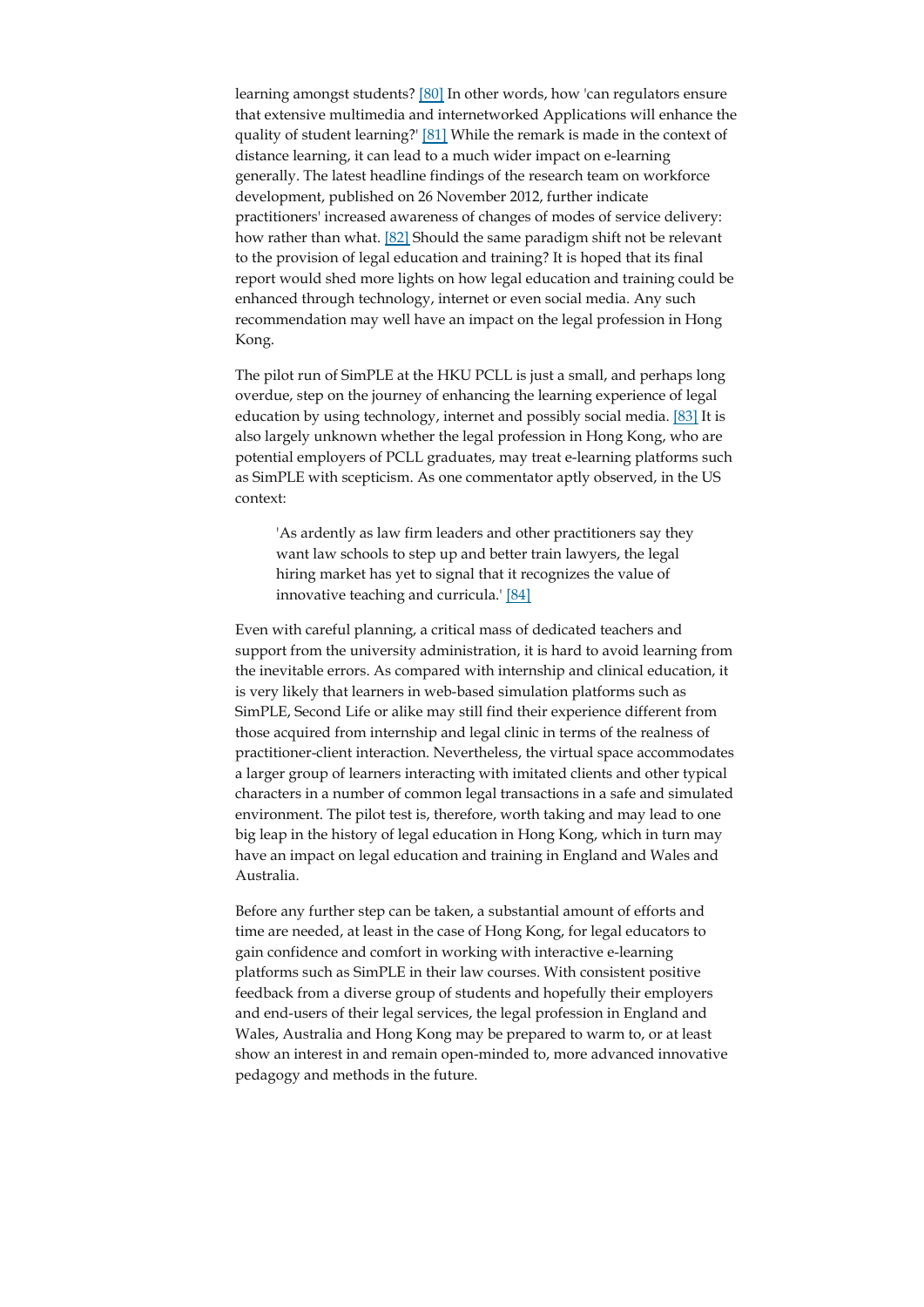learning amongst students? [80] In other words, how 'can regulators ensure that extensive multimedia and internetworked Applications will enhance the quality of student learning?' [81] While the remark is made in the context of distance learning, it can lead to a much wider impact on e-learning generally. The latest headline findings of the research team on workforce development, published on 26 November 2012, further indicate practitioners' increased awareness of changes of modes of service delivery: how rather than what. [82] Should the same paradigm shift not be relevant to the provision of legal education and training? It is hoped that its final report would shed more lights on how legal education and training could be enhanced through technology, internet or even social media. Any such recommendation may well have an impact on the legal profession in Hong Kong.

The pilot run of SimPLE at the HKU PCLL is just a small, and perhaps long overdue, step on the journey of enhancing the learning experience of legal education by using technology, internet and possibly social media. [83] It is also largely unknown whether the legal profession in Hong Kong, who are potential employers of PCLL graduates, may treat e-learning platforms such as SimPLE with scepticism. As one commentator aptly observed, in the US context:

> 'As ardently as law firm leaders and other practitioners say they want law schools to step up and better train lawyers, the legal hiring market has yet to signal that it recognizes the value of innovative teaching and curricula.' [84]

Even with careful planning, a critical mass of dedicated teachers and support from the university administration, it is hard to avoid learning from the inevitable errors. As compared with internship and clinical education, it is very likely that learners in web-based simulation platforms such as SimPLE, Second Life or alike may still find their experience different from those acquired from internship and legal clinic in terms of the realness of practitioner-client interaction. Nevertheless, the virtual space accommodates a larger group of learners interacting with imitated clients and other typical characters in a number of common legal transactions in a safe and simulated environment. The pilot test is, therefore, worth taking and may lead to one big leap in the history of legal education in Hong Kong, which in turn may have an impact on legal education and training in England and Wales and Australia.

Before any further step can be taken, a substantial amount of efforts and time are needed, at least in the case of Hong Kong, for legal educators to gain confidence and comfort in working with interactive e-learning platforms such as SimPLE in their law courses. With consistent positive feedback from a diverse group of students and hopefully their employers and end-users of their legal services, the legal profession in England and Wales, Australia and Hong Kong may be prepared to warm to, or at least show an interest in and remain open-minded to, more advanced innovative pedagogy and methods in the future.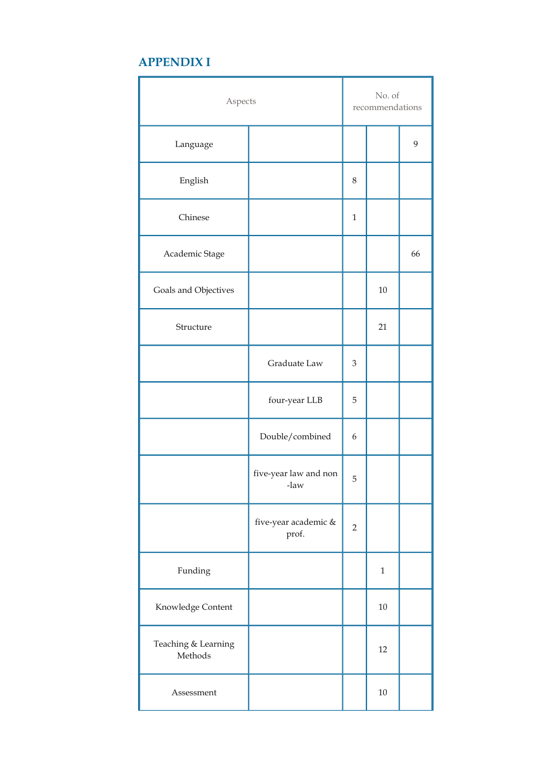## APPENDIX I

| Aspects | | No. of recommendations | | |
|---|---|---|---|---|
| Language | | | | 9 |
| English | | 8 | | |
| Chinese | | 1 | | |
| Academic Stage | | | | 66 |
| Goals and Objectives | | | 10 | |
| Structure | | | 21 | |
| | Graduate Law | 3 | | |
| | four-year LLB | 5 | | |
| | Double/combined | 6 | | |
| | five-year law and non -law | 5 | | |
| | five-year academic & prof. | 2 | | |
| Funding | | | 1 | |
| Knowledge Content | | | 10 | |
| Teaching & Learning Methods | | | 12 | |
| Assessment | | | 10 | |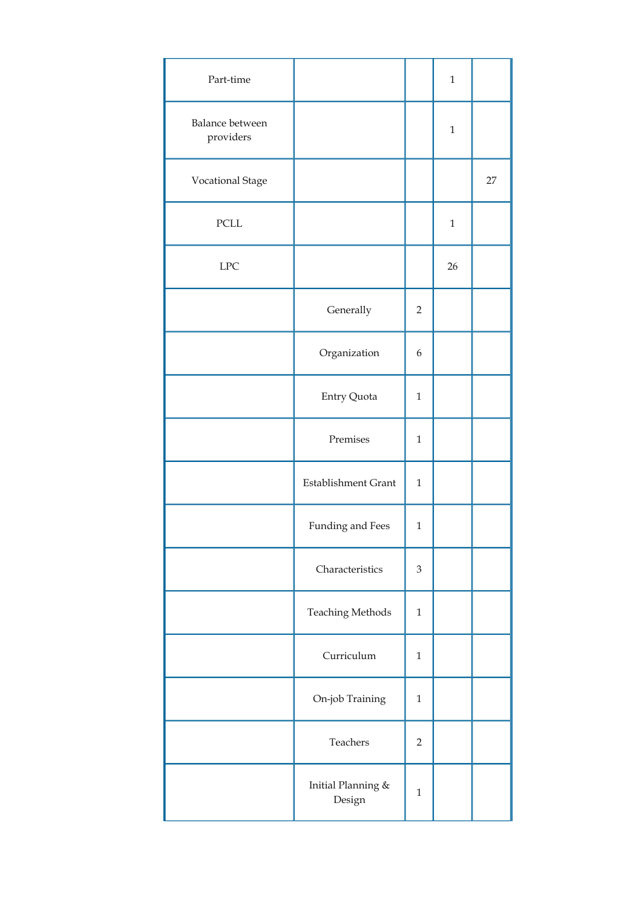| | | | | |
|---|---|---|---|---|
| Part-time | | | 1 | |
| Balance between providers | | | 1 | |
| Vocational Stage | | | | 27 |
| PCLL | | | 1 | |
| LPC | | | 26 | |
| | Generally | 2 | | |
| | Organization | 6 | | |
| | Entry Quota | 1 | | |
| | Premises | 1 | | |
| | Establishment Grant | 1 | | |
| | Funding and Fees | 1 | | |
| | Characteristics | 3 | | |
| | Teaching Methods | 1 | | |
| | Curriculum | 1 | | |
| | On-job Training | 1 | | |
| | Teachers | 2 | | |
| | Initial Planning & Design | 1 | | |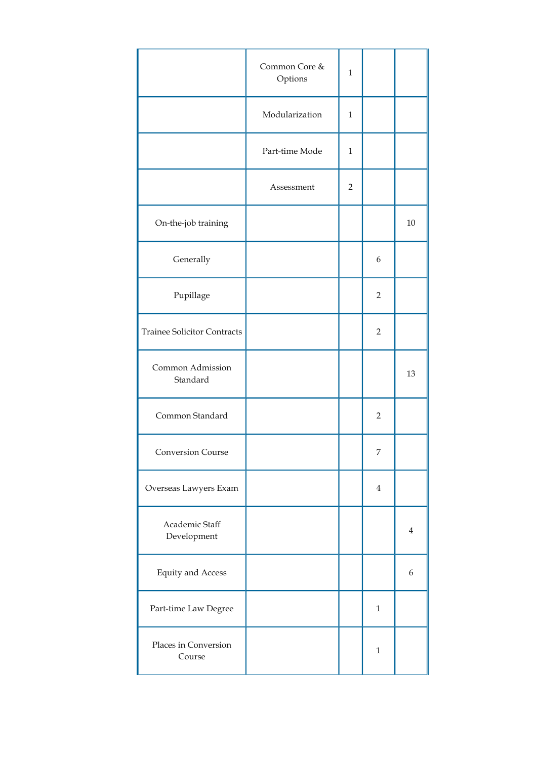| | | | | |
|---|---|---|---|---|
| | Common Core & Options | 1 | | |
| | Modularization | 1 | | |
| | Part-time Mode | 1 | | |
| | Assessment | 2 | | |
| On-the-job training | | | | 10 |
| Generally | | | 6 | |
| Pupillage | | | 2 | |
| Trainee Solicitor Contracts | | | 2 | |
| Common Admission Standard | | | | 13 |
| Common Standard | | | 2 | |
| Conversion Course | | | 7 | |
| Overseas Lawyers Exam | | | 4 | |
| Academic Staff Development | | | | 4 |
| Equity and Access | | | | 6 |
| Part-time Law Degree | | | 1 | |
| Places in Conversion Course | | | 1 | |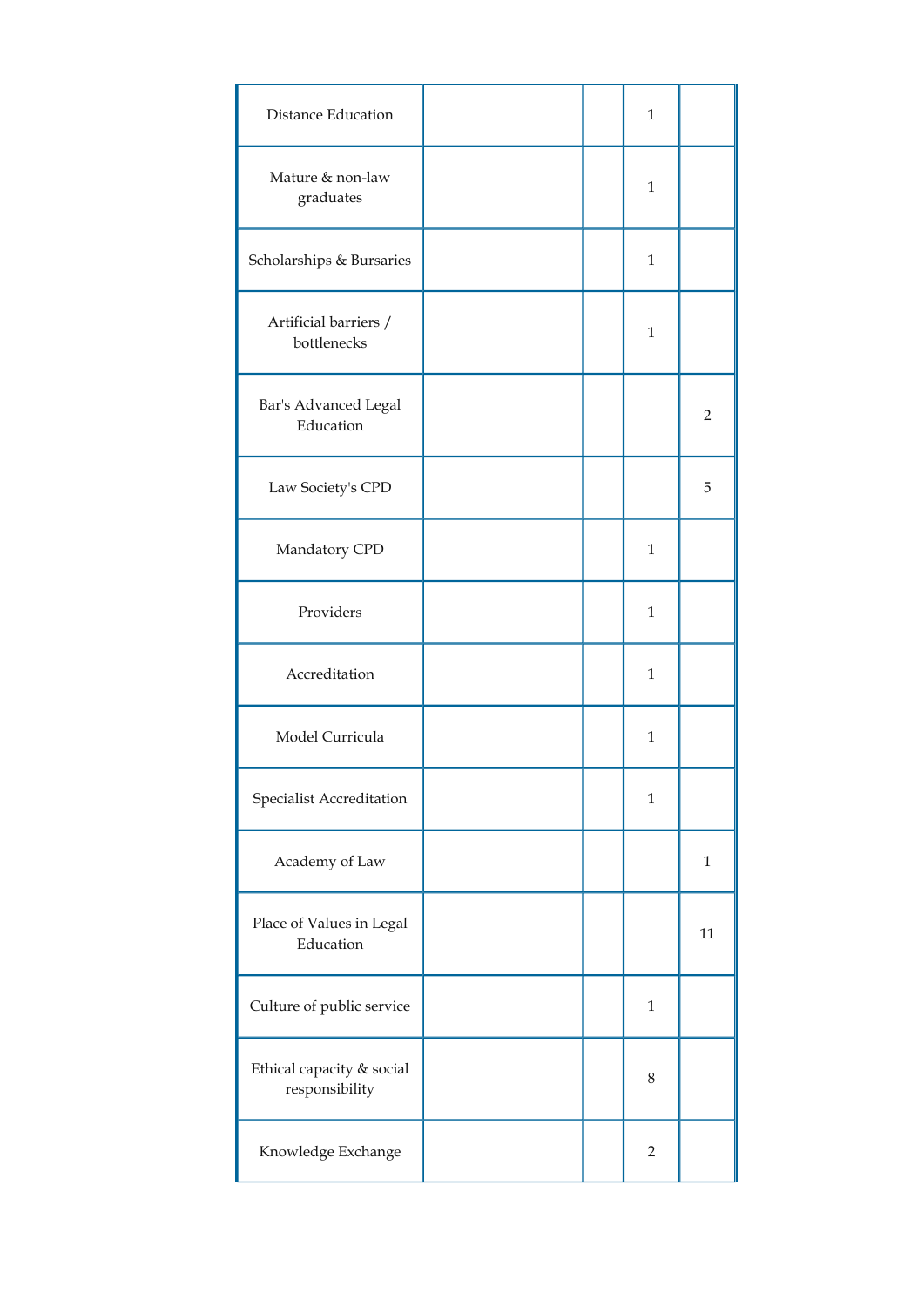| | | | | |
|---|---|---|---|---|
| Distance Education | | | 1 | |
| Mature & non-law graduates | | | 1 | |
| Scholarships & Bursaries | | | 1 | |
| Artificial barriers / bottlenecks | | | 1 | |
| Bar's Advanced Legal Education | | | | 2 |
| Law Society's CPD | | | | 5 |
| Mandatory CPD | | | 1 | |
| Providers | | | 1 | |
| Accreditation | | | 1 | |
| Model Curricula | | | 1 | |
| Specialist Accreditation | | | 1 | |
| Academy of Law | | | | 1 |
| Place of Values in Legal Education | | | | 11 |
| Culture of public service | | | 1 | |
| Ethical capacity & social responsibility | | | 8 | |
| Knowledge Exchange | | | 2 | |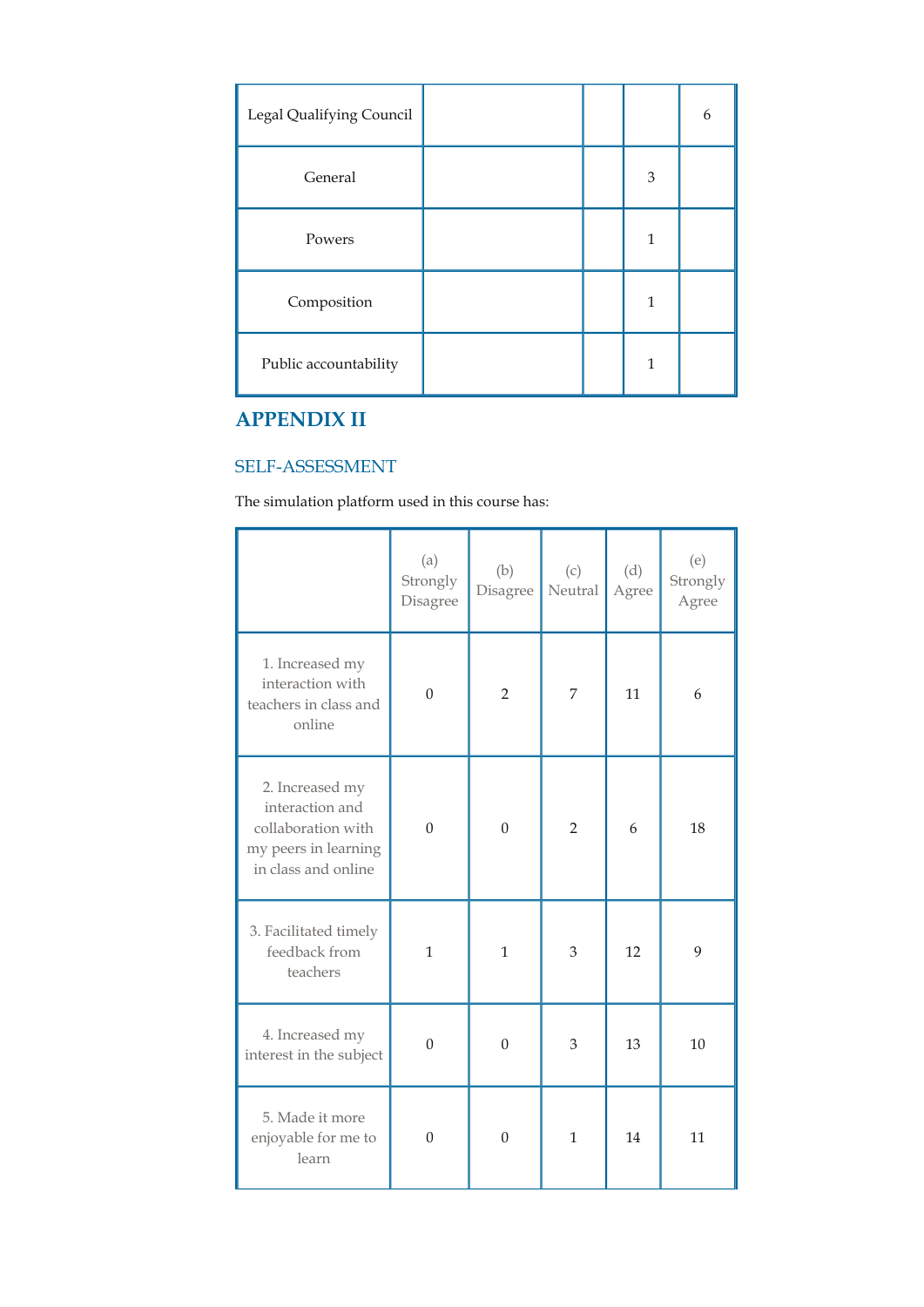| | | | | |
|---|---|---|---|---|
| Legal Qualifying Council | | | | 6 |
| General | | | 3 | |
| Powers | | | 1 | |
| Composition | | | 1 | |
| Public accountability | | | 1 | |

## APPENDIX II

### SELF-ASSESSMENT

The simulation platform used in this course has:

| | (a) Strongly Disagree | (b) Disagree | (c) Neutral | (d) Agree | (e) Strongly Agree |
|---|---|---|---|---|---|
| 1. Increased my interaction with teachers in class and online | 0 | 2 | 7 | 11 | 6 |
| 2. Increased my interaction and collaboration with my peers in learning in class and online | 0 | 0 | 2 | 6 | 18 |
| 3. Facilitated timely feedback from teachers | 1 | 1 | 3 | 12 | 9 |
| 4. Increased my interest in the subject | 0 | 0 | 3 | 13 | 10 |
| 5. Made it more enjoyable for me to learn | 0 | 0 | 1 | 14 | 11 |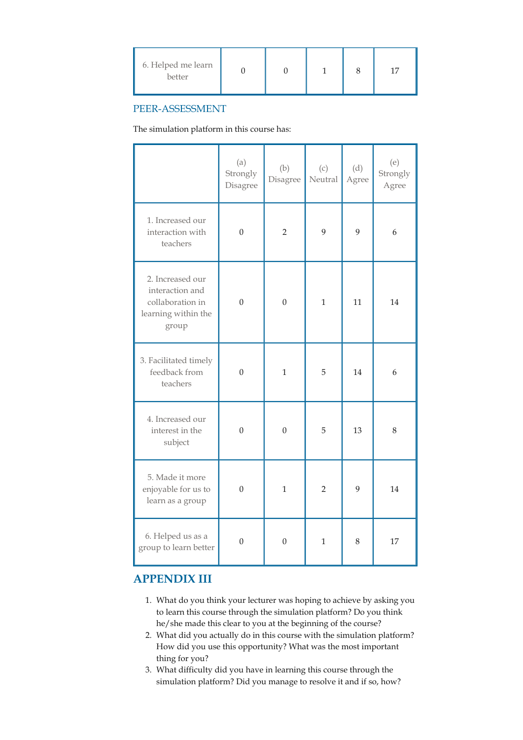| 6. Helped me learn better | 0 | 0 | 1 | 8 | 17 |
|---|---|---|---|---|---|

## PEER-ASSESSMENT

The simulation platform in this course has:

| | (a) Strongly Disagree | (b) Disagree | (c) Neutral | (d) Agree | (e) Strongly Agree |
|---|---|---|---|---|---|
| 1. Increased our interaction with teachers | 0 | 2 | 9 | 9 | 6 |
| 2. Increased our interaction and collaboration in learning within the group | 0 | 0 | 1 | 11 | 14 |
| 3. Facilitated timely feedback from teachers | 0 | 1 | 5 | 14 | 6 |
| 4. Increased our interest in the subject | 0 | 0 | 5 | 13 | 8 |
| 5. Made it more enjoyable for us to learn as a group | 0 | 1 | 2 | 9 | 14 |
| 6. Helped us as a group to learn better | 0 | 0 | 1 | 8 | 17 |

# APPENDIX III

1. What do you think your lecturer was hoping to achieve by asking you to learn this course through the simulation platform? Do you think he/she made this clear to you at the beginning of the course?
2. What did you actually do in this course with the simulation platform? How did you use this opportunity? What was the most important thing for you?
3. What difficulty did you have in learning this course through the simulation platform? Did you manage to resolve it and if so, how?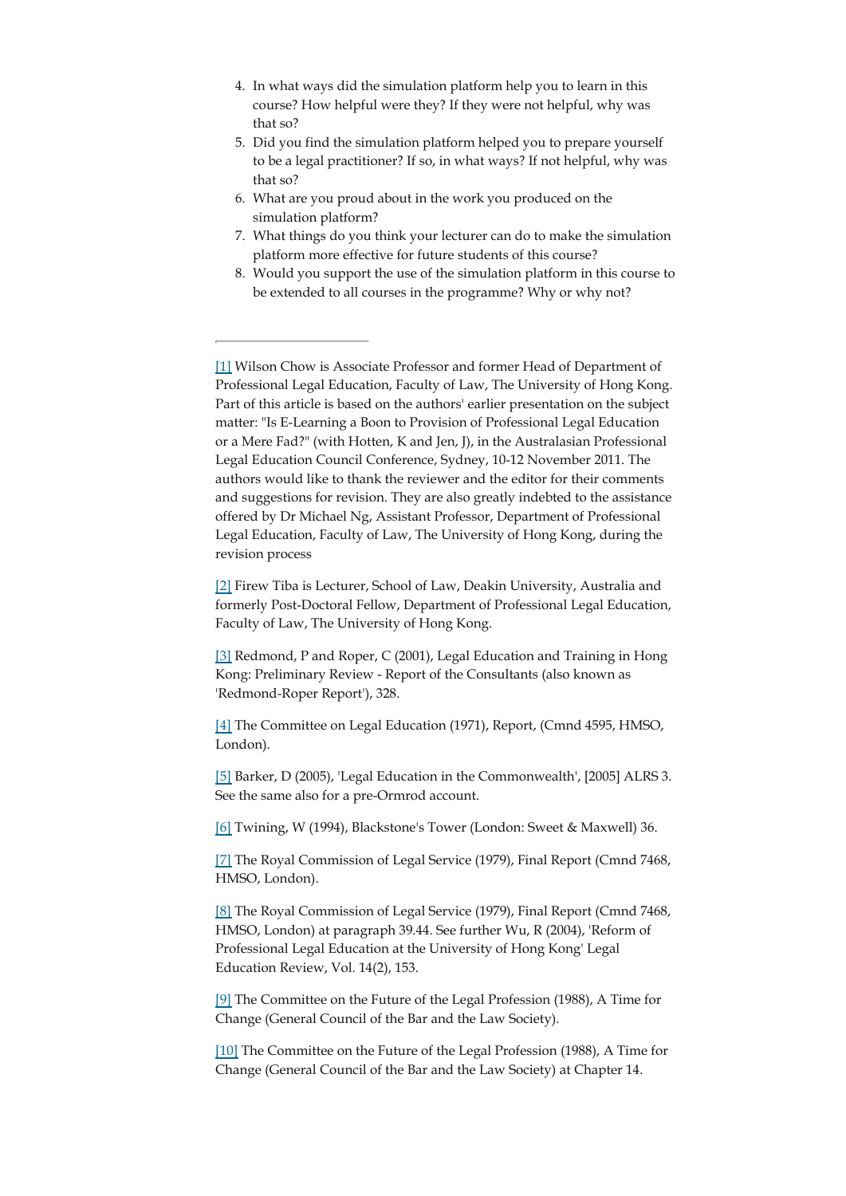4. In what ways did the simulation platform help you to learn in this course? How helpful were they? If they were not helpful, why was that so?
5. Did you find the simulation platform helped you to prepare yourself to be a legal practitioner? If so, in what ways? If not helpful, why was that so?
6. What are you proud about in the work you produced on the simulation platform?
7. What things do you think your lecturer can do to make the simulation platform more effective for future students of this course?
8. Would you support the use of the simulation platform in this course to be extended to all courses in the programme? Why or why not?

---

[1] Wilson Chow is Associate Professor and former Head of Department of Professional Legal Education, Faculty of Law, The University of Hong Kong. Part of this article is based on the authors' earlier presentation on the subject matter: "Is E-Learning a Boon to Provision of Professional Legal Education or a Mere Fad?" (with Hotten, K and Jen, J), in the Australasian Professional Legal Education Council Conference, Sydney, 10-12 November 2011. The authors would like to thank the reviewer and the editor for their comments and suggestions for revision. They are also greatly indebted to the assistance offered by Dr Michael Ng, Assistant Professor, Department of Professional Legal Education, Faculty of Law, The University of Hong Kong, during the revision process

[2] Firew Tiba is Lecturer, School of Law, Deakin University, Australia and formerly Post-Doctoral Fellow, Department of Professional Legal Education, Faculty of Law, The University of Hong Kong.

[3] Redmond, P and Roper, C (2001), Legal Education and Training in Hong Kong: Preliminary Review - Report of the Consultants (also known as 'Redmond-Roper Report'), 328.

[4] The Committee on Legal Education (1971), Report, (Cmnd 4595, HMSO, London).

[5] Barker, D (2005), 'Legal Education in the Commonwealth', [2005] ALRS 3. See the same also for a pre-Ormrod account.

[6] Twining, W (1994), Blackstone's Tower (London: Sweet & Maxwell) 36.

[7] The Royal Commission of Legal Service (1979), Final Report (Cmnd 7468, HMSO, London).

[8] The Royal Commission of Legal Service (1979), Final Report (Cmnd 7468, HMSO, London) at paragraph 39.44. See further Wu, R (2004), 'Reform of Professional Legal Education at the University of Hong Kong' Legal Education Review, Vol. 14(2), 153.

[9] The Committee on the Future of the Legal Profession (1988), A Time for Change (General Council of the Bar and the Law Society).

[10] The Committee on the Future of the Legal Profession (1988), A Time for Change (General Council of the Bar and the Law Society) at Chapter 14.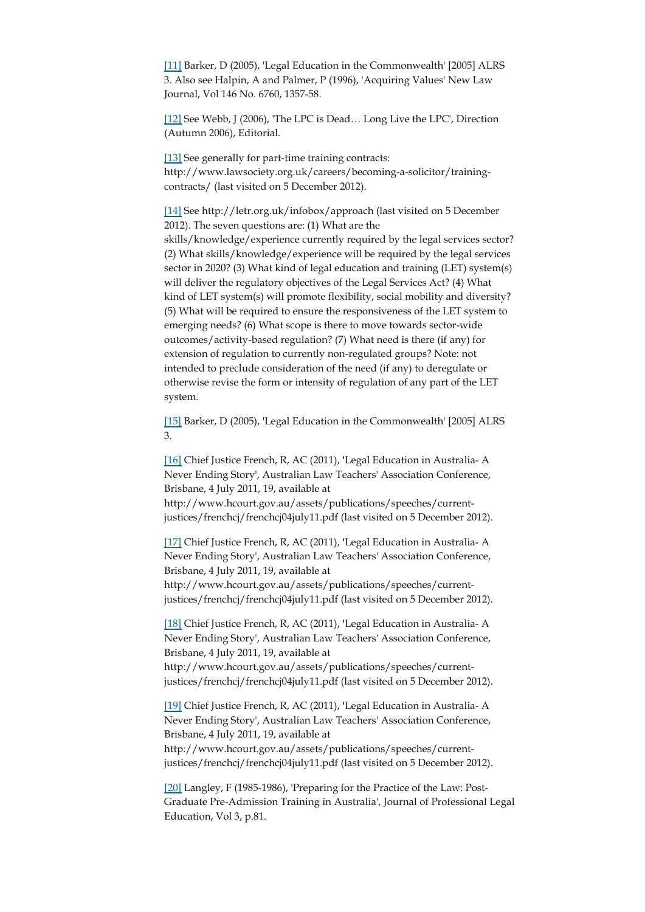[11] Barker, D (2005), 'Legal Education in the Commonwealth' [2005] ALRS 3. Also see Halpin, A and Palmer, P (1996), 'Acquiring Values' New Law Journal, Vol 146 No. 6760, 1357-58.

[12] See Webb, J (2006), 'The LPC is Dead… Long Live the LPC', Direction (Autumn 2006), Editorial.

[13] See generally for part-time training contracts: http://www.lawsociety.org.uk/careers/becoming-a-solicitor/training-contracts/ (last visited on 5 December 2012).

[14] See http://letr.org.uk/infobox/approach (last visited on 5 December 2012). The seven questions are: (1) What are the skills/knowledge/experience currently required by the legal services sector? (2) What skills/knowledge/experience will be required by the legal services sector in 2020? (3) What kind of legal education and training (LET) system(s) will deliver the regulatory objectives of the Legal Services Act? (4) What kind of LET system(s) will promote flexibility, social mobility and diversity? (5) What will be required to ensure the responsiveness of the LET system to emerging needs? (6) What scope is there to move towards sector-wide outcomes/activity-based regulation? (7) What need is there (if any) for extension of regulation to currently non-regulated groups? Note: not intended to preclude consideration of the need (if any) to deregulate or otherwise revise the form or intensity of regulation of any part of the LET system.

[15] Barker, D (2005), 'Legal Education in the Commonwealth' [2005] ALRS 3.

[16] Chief Justice French, R, AC (2011), 'Legal Education in Australia- A Never Ending Story', Australian Law Teachers' Association Conference, Brisbane, 4 July 2011, 19, available at http://www.hcourt.gov.au/assets/publications/speeches/current-justices/frenchcj/frenchcj04july11.pdf (last visited on 5 December 2012).

[17] Chief Justice French, R, AC (2011), 'Legal Education in Australia- A Never Ending Story', Australian Law Teachers' Association Conference, Brisbane, 4 July 2011, 19, available at http://www.hcourt.gov.au/assets/publications/speeches/current-justices/frenchcj/frenchcj04july11.pdf (last visited on 5 December 2012).

[18] Chief Justice French, R, AC (2011), 'Legal Education in Australia- A Never Ending Story', Australian Law Teachers' Association Conference, Brisbane, 4 July 2011, 19, available at http://www.hcourt.gov.au/assets/publications/speeches/current-justices/frenchcj/frenchcj04july11.pdf (last visited on 5 December 2012).

[19] Chief Justice French, R, AC (2011), 'Legal Education in Australia- A Never Ending Story', Australian Law Teachers' Association Conference, Brisbane, 4 July 2011, 19, available at http://www.hcourt.gov.au/assets/publications/speeches/current-justices/frenchcj/frenchcj04july11.pdf (last visited on 5 December 2012).

[20] Langley, F (1985-1986), 'Preparing for the Practice of the Law: Post-Graduate Pre-Admission Training in Australia', Journal of Professional Legal Education, Vol 3, p.81.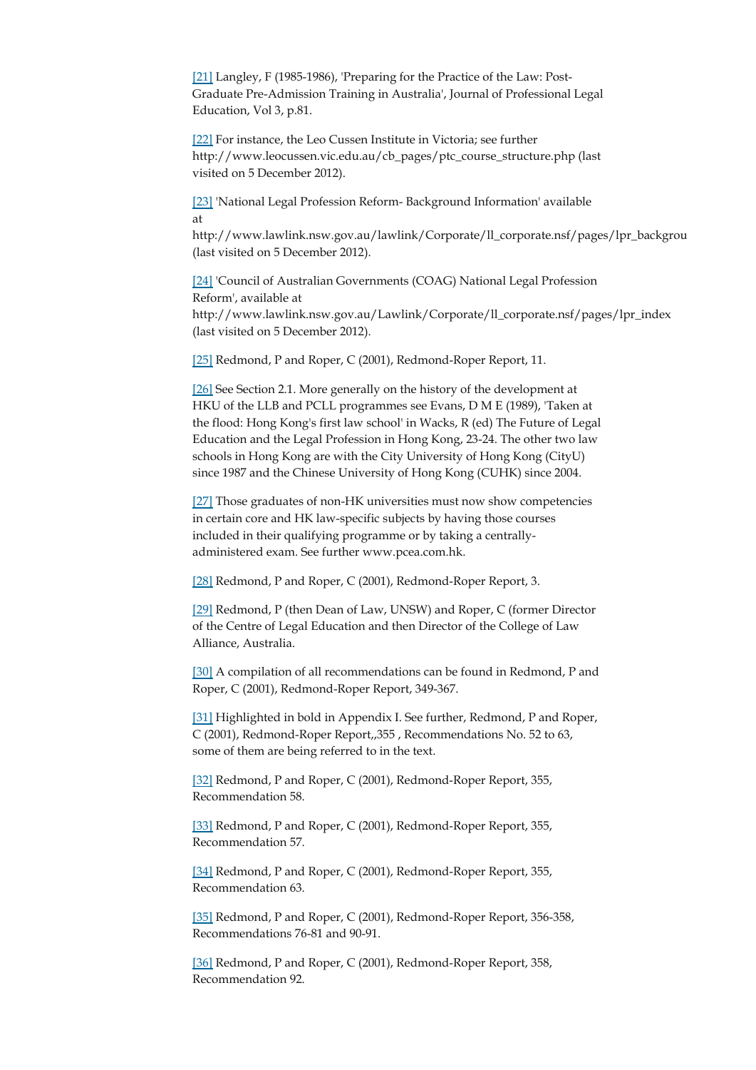[21] Langley, F (1985-1986), 'Preparing for the Practice of the Law: Post-Graduate Pre-Admission Training in Australia', Journal of Professional Legal Education, Vol 3, p.81.

[22] For instance, the Leo Cussen Institute in Victoria; see further http://www.leocussen.vic.edu.au/cb_pages/ptc_course_structure.php (last visited on 5 December 2012).

[23] 'National Legal Profession Reform- Background Information' available at http://www.lawlink.nsw.gov.au/lawlink/Corporate/ll_corporate.nsf/pages/lpr_backgrou (last visited on 5 December 2012).

[24] 'Council of Australian Governments (COAG) National Legal Profession Reform', available at http://www.lawlink.nsw.gov.au/Lawlink/Corporate/ll_corporate.nsf/pages/lpr_index (last visited on 5 December 2012).

[25] Redmond, P and Roper, C (2001), Redmond-Roper Report, 11.

[26] See Section 2.1. More generally on the history of the development at HKU of the LLB and PCLL programmes see Evans, D M E (1989), 'Taken at the flood: Hong Kong's first law school' in Wacks, R (ed) The Future of Legal Education and the Legal Profession in Hong Kong, 23-24. The other two law schools in Hong Kong are with the City University of Hong Kong (CityU) since 1987 and the Chinese University of Hong Kong (CUHK) since 2004.

[27] Those graduates of non-HK universities must now show competencies in certain core and HK law-specific subjects by having those courses included in their qualifying programme or by taking a centrally-administered exam. See further www.pcea.com.hk.

[28] Redmond, P and Roper, C (2001), Redmond-Roper Report, 3.

[29] Redmond, P (then Dean of Law, UNSW) and Roper, C (former Director of the Centre of Legal Education and then Director of the College of Law Alliance, Australia.

[30] A compilation of all recommendations can be found in Redmond, P and Roper, C (2001), Redmond-Roper Report, 349-367.

[31] Highlighted in bold in Appendix I. See further, Redmond, P and Roper, C (2001), Redmond-Roper Report,,355 , Recommendations No. 52 to 63, some of them are being referred to in the text.

[32] Redmond, P and Roper, C (2001), Redmond-Roper Report, 355, Recommendation 58.

[33] Redmond, P and Roper, C (2001), Redmond-Roper Report, 355, Recommendation 57.

[34] Redmond, P and Roper, C (2001), Redmond-Roper Report, 355, Recommendation 63.

[35] Redmond, P and Roper, C (2001), Redmond-Roper Report, 356-358, Recommendations 76-81 and 90-91.

[36] Redmond, P and Roper, C (2001), Redmond-Roper Report, 358, Recommendation 92.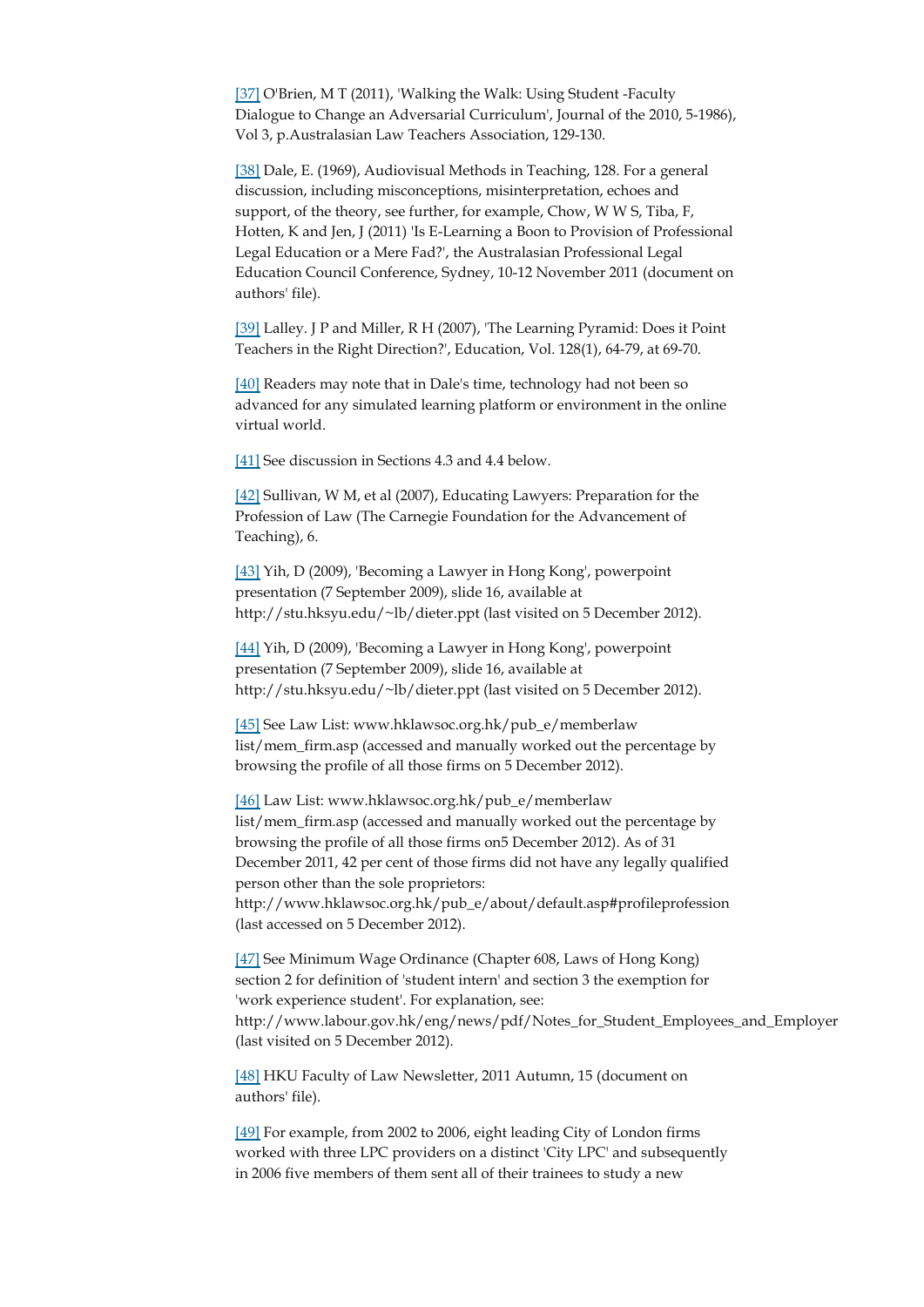[37] O'Brien, M T (2011), 'Walking the Walk: Using Student -Faculty Dialogue to Change an Adversarial Curriculum', Journal of the 2010, 5-1986), Vol 3, p.Australasian Law Teachers Association, 129-130.

[38] Dale, E. (1969), Audiovisual Methods in Teaching, 128. For a general discussion, including misconceptions, misinterpretation, echoes and support, of the theory, see further, for example, Chow, W W S, Tiba, F, Hotten, K and Jen, J (2011) 'Is E-Learning a Boon to Provision of Professional Legal Education or a Mere Fad?', the Australasian Professional Legal Education Council Conference, Sydney, 10-12 November 2011 (document on authors' file).

[39] Lalley. J P and Miller, R H (2007), 'The Learning Pyramid: Does it Point Teachers in the Right Direction?', Education, Vol. 128(1), 64-79, at 69-70.

[40] Readers may note that in Dale's time, technology had not been so advanced for any simulated learning platform or environment in the online virtual world.

[41] See discussion in Sections 4.3 and 4.4 below.

[42] Sullivan, W M, et al (2007), Educating Lawyers: Preparation for the Profession of Law (The Carnegie Foundation for the Advancement of Teaching), 6.

[43] Yih, D (2009), 'Becoming a Lawyer in Hong Kong', powerpoint presentation (7 September 2009), slide 16, available at http://stu.hksyu.edu/~lb/dieter.ppt (last visited on 5 December 2012).

[44] Yih, D (2009), 'Becoming a Lawyer in Hong Kong', powerpoint presentation (7 September 2009), slide 16, available at http://stu.hksyu.edu/~lb/dieter.ppt (last visited on 5 December 2012).

[45] See Law List: www.hklawsoc.org.hk/pub_e/memberlaw list/mem_firm.asp (accessed and manually worked out the percentage by browsing the profile of all those firms on 5 December 2012).

[46] Law List: www.hklawsoc.org.hk/pub_e/memberlaw list/mem_firm.asp (accessed and manually worked out the percentage by browsing the profile of all those firms on5 December 2012). As of 31 December 2011, 42 per cent of those firms did not have any legally qualified person other than the sole proprietors: http://www.hklawsoc.org.hk/pub_e/about/default.asp#profileprofession (last accessed on 5 December 2012).

[47] See Minimum Wage Ordinance (Chapter 608, Laws of Hong Kong) section 2 for definition of 'student intern' and section 3 the exemption for 'work experience student'. For explanation, see: http://www.labour.gov.hk/eng/news/pdf/Notes_for_Student_Employees_and_Employer (last visited on 5 December 2012).

[48] HKU Faculty of Law Newsletter, 2011 Autumn, 15 (document on authors' file).

[49] For example, from 2002 to 2006, eight leading City of London firms worked with three LPC providers on a distinct 'City LPC' and subsequently in 2006 five members of them sent all of their trainees to study a new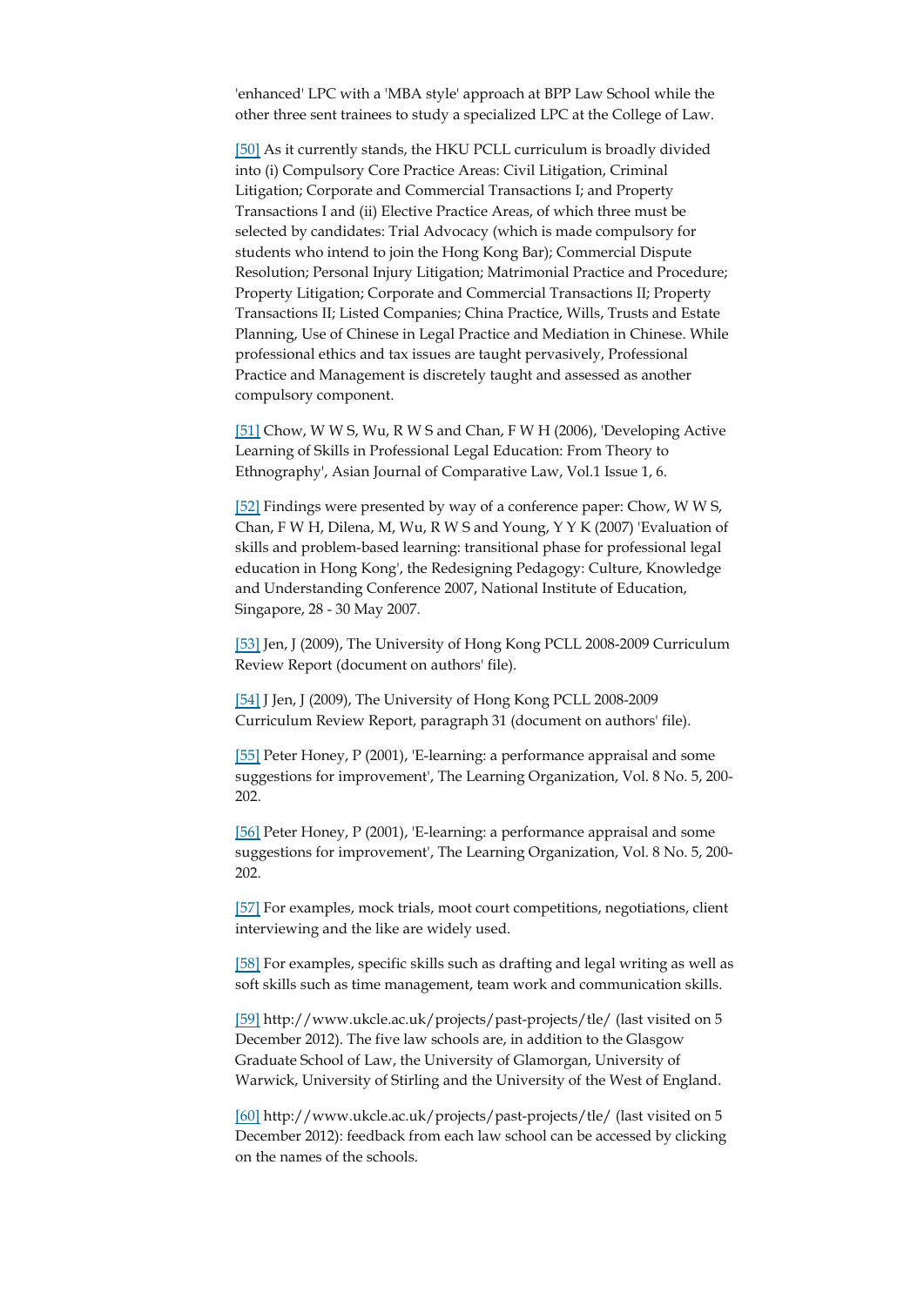'enhanced' LPC with a 'MBA style' approach at BPP Law School while the other three sent trainees to study a specialized LPC at the College of Law.

[50] As it currently stands, the HKU PCLL curriculum is broadly divided into (i) Compulsory Core Practice Areas: Civil Litigation, Criminal Litigation; Corporate and Commercial Transactions I; and Property Transactions I and (ii) Elective Practice Areas, of which three must be selected by candidates: Trial Advocacy (which is made compulsory for students who intend to join the Hong Kong Bar); Commercial Dispute Resolution; Personal Injury Litigation; Matrimonial Practice and Procedure; Property Litigation; Corporate and Commercial Transactions II; Property Transactions II; Listed Companies; China Practice, Wills, Trusts and Estate Planning, Use of Chinese in Legal Practice and Mediation in Chinese. While professional ethics and tax issues are taught pervasively, Professional Practice and Management is discretely taught and assessed as another compulsory component.

[51] Chow, W W S, Wu, R W S and Chan, F W H (2006), 'Developing Active Learning of Skills in Professional Legal Education: From Theory to Ethnography', Asian Journal of Comparative Law, Vol.1 Issue 1, 6.

[52] Findings were presented by way of a conference paper: Chow, W W S, Chan, F W H, Dilena, M, Wu, R W S and Young, Y Y K (2007) 'Evaluation of skills and problem-based learning: transitional phase for professional legal education in Hong Kong', the Redesigning Pedagogy: Culture, Knowledge and Understanding Conference 2007, National Institute of Education, Singapore, 28 - 30 May 2007.

[53] Jen, J (2009), The University of Hong Kong PCLL 2008-2009 Curriculum Review Report (document on authors' file).

[54] J Jen, J (2009), The University of Hong Kong PCLL 2008-2009 Curriculum Review Report, paragraph 31 (document on authors' file).

[55] Peter Honey, P (2001), 'E-learning: a performance appraisal and some suggestions for improvement', The Learning Organization, Vol. 8 No. 5, 200-202.

[56] Peter Honey, P (2001), 'E-learning: a performance appraisal and some suggestions for improvement', The Learning Organization, Vol. 8 No. 5, 200-202.

[57] For examples, mock trials, moot court competitions, negotiations, client interviewing and the like are widely used.

[58] For examples, specific skills such as drafting and legal writing as well as soft skills such as time management, team work and communication skills.

[59] http://www.ukcle.ac.uk/projects/past-projects/tle/ (last visited on 5 December 2012). The five law schools are, in addition to the Glasgow Graduate School of Law, the University of Glamorgan, University of Warwick, University of Stirling and the University of the West of England.

[60] http://www.ukcle.ac.uk/projects/past-projects/tle/ (last visited on 5 December 2012): feedback from each law school can be accessed by clicking on the names of the schools.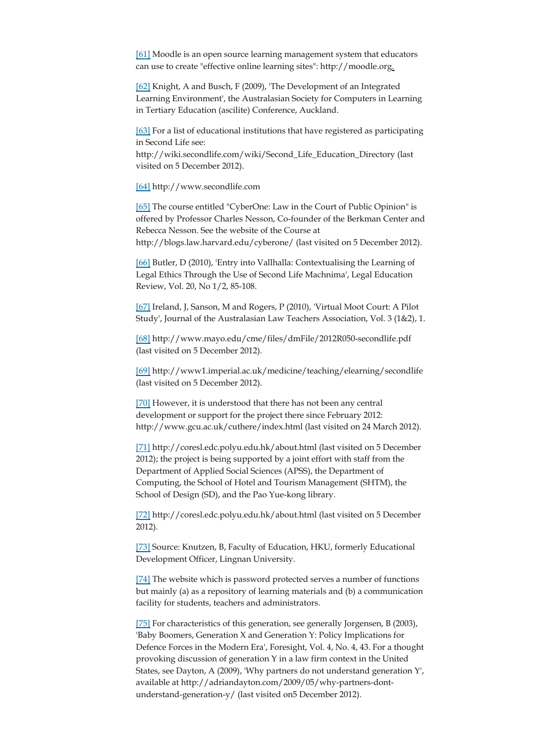[61] Moodle is an open source learning management system that educators can use to create "effective online learning sites": http://moodle.org.

[62] Knight, A and Busch, F (2009), 'The Development of an Integrated Learning Environment', the Australasian Society for Computers in Learning in Tertiary Education (ascilite) Conference, Auckland.

[63] For a list of educational institutions that have registered as participating in Second Life see: http://wiki.secondlife.com/wiki/Second_Life_Education_Directory (last visited on 5 December 2012).

[64] http://www.secondlife.com

[65] The course entitled "CyberOne: Law in the Court of Public Opinion" is offered by Professor Charles Nesson, Co-founder of the Berkman Center and Rebecca Nesson. See the website of the Course at http://blogs.law.harvard.edu/cyberone/ (last visited on 5 December 2012).

[66] Butler, D (2010), 'Entry into Vallhalla: Contextualising the Learning of Legal Ethics Through the Use of Second Life Machnima', Legal Education Review, Vol. 20, No 1/2, 85-108.

[67] Ireland, J, Sanson, M and Rogers, P (2010), 'Virtual Moot Court: A Pilot Study', Journal of the Australasian Law Teachers Association, Vol. 3 (1&2), 1.

[68] http://www.mayo.edu/cme/files/dmFile/2012R050-secondlife.pdf (last visited on 5 December 2012).

[69] http://www1.imperial.ac.uk/medicine/teaching/elearning/secondlife (last visited on 5 December 2012).

[70] However, it is understood that there has not been any central development or support for the project there since February 2012: http://www.gcu.ac.uk/cuthere/index.html (last visited on 24 March 2012).

[71] http://coresl.edc.polyu.edu.hk/about.html (last visited on 5 December 2012); the project is being supported by a joint effort with staff from the Department of Applied Social Sciences (APSS), the Department of Computing, the School of Hotel and Tourism Management (SHTM), the School of Design (SD), and the Pao Yue-kong library.

[72] http://coresl.edc.polyu.edu.hk/about.html (last visited on 5 December 2012).

[73] Source: Knutzen, B, Faculty of Education, HKU, formerly Educational Development Officer, Lingnan University.

[74] The website which is password protected serves a number of functions but mainly (a) as a repository of learning materials and (b) a communication facility for students, teachers and administrators.

[75] For characteristics of this generation, see generally Jorgensen, B (2003), 'Baby Boomers, Generation X and Generation Y: Policy Implications for Defence Forces in the Modern Era', Foresight, Vol. 4, No. 4, 43. For a thought provoking discussion of generation Y in a law firm context in the United States, see Dayton, A (2009), 'Why partners do not understand generation Y', available at http://adriandayton.com/2009/05/why-partners-dont-understand-generation-y/ (last visited on5 December 2012).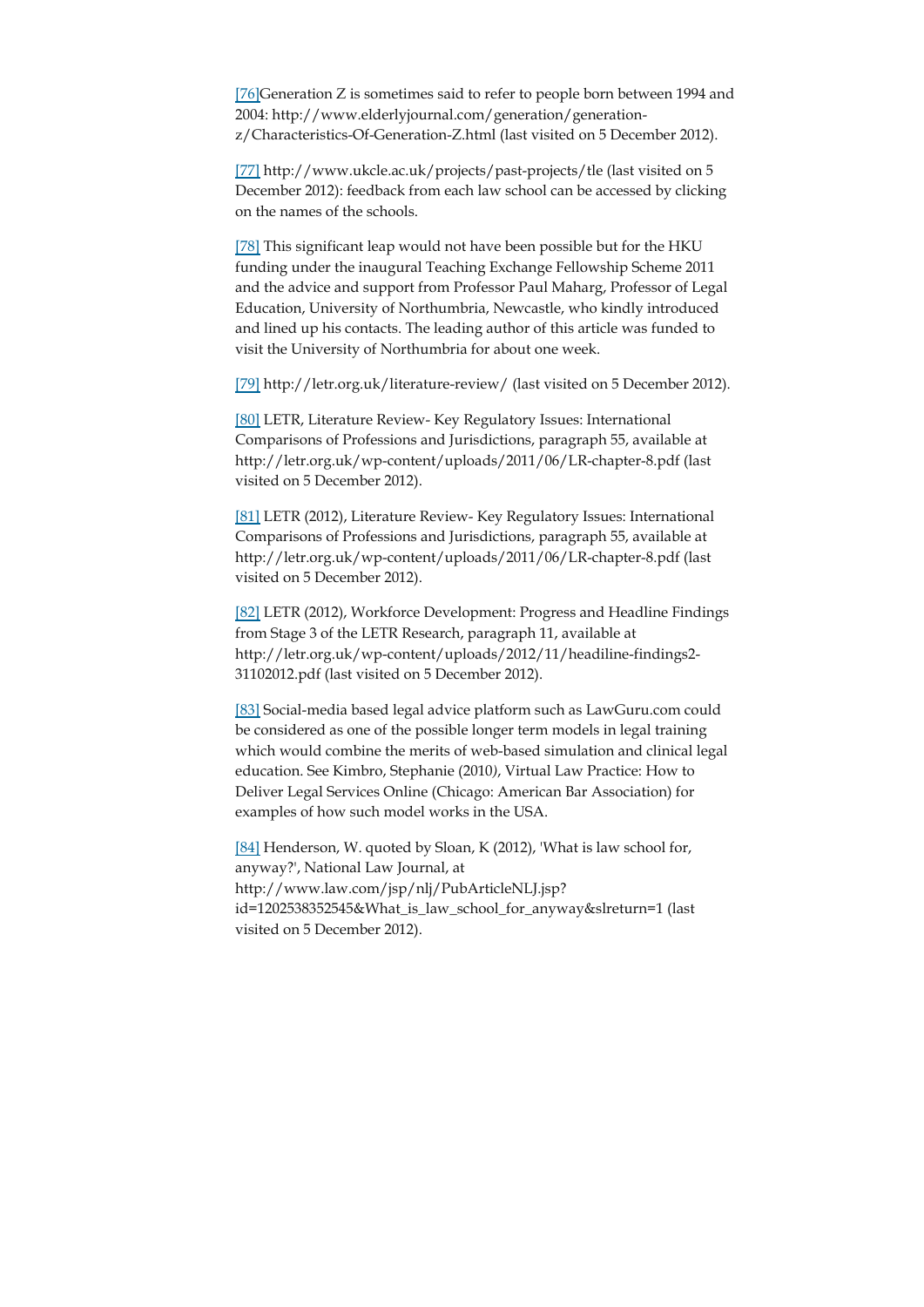[76]Generation Z is sometimes said to refer to people born between 1994 and 2004: http://www.elderlyjournal.com/generation/generation-z/Characteristics-Of-Generation-Z.html (last visited on 5 December 2012).

[77] http://www.ukcle.ac.uk/projects/past-projects/tle (last visited on 5 December 2012): feedback from each law school can be accessed by clicking on the names of the schools.

[78] This significant leap would not have been possible but for the HKU funding under the inaugural Teaching Exchange Fellowship Scheme 2011 and the advice and support from Professor Paul Maharg, Professor of Legal Education, University of Northumbria, Newcastle, who kindly introduced and lined up his contacts. The leading author of this article was funded to visit the University of Northumbria for about one week.

[79] http://letr.org.uk/literature-review/ (last visited on 5 December 2012).

[80] LETR, Literature Review- Key Regulatory Issues: International Comparisons of Professions and Jurisdictions, paragraph 55, available at http://letr.org.uk/wp-content/uploads/2011/06/LR-chapter-8.pdf (last visited on 5 December 2012).

[81] LETR (2012), Literature Review- Key Regulatory Issues: International Comparisons of Professions and Jurisdictions, paragraph 55, available at http://letr.org.uk/wp-content/uploads/2011/06/LR-chapter-8.pdf (last visited on 5 December 2012).

[82] LETR (2012), Workforce Development: Progress and Headline Findings from Stage 3 of the LETR Research, paragraph 11, available at http://letr.org.uk/wp-content/uploads/2012/11/headiline-findings2-31102012.pdf (last visited on 5 December 2012).

[83] Social-media based legal advice platform such as LawGuru.com could be considered as one of the possible longer term models in legal training which would combine the merits of web-based simulation and clinical legal education. See Kimbro, Stephanie (2010*)*, Virtual Law Practice: How to Deliver Legal Services Online (Chicago: American Bar Association) for examples of how such model works in the USA.

[84] Henderson, W. quoted by Sloan, K (2012), 'What is law school for, anyway?', National Law Journal, at http://www.law.com/jsp/nlj/PubArticleNLJ.jsp?id=1202538352545&What_is_law_school_for_anyway&slreturn=1 (last visited on 5 December 2012).